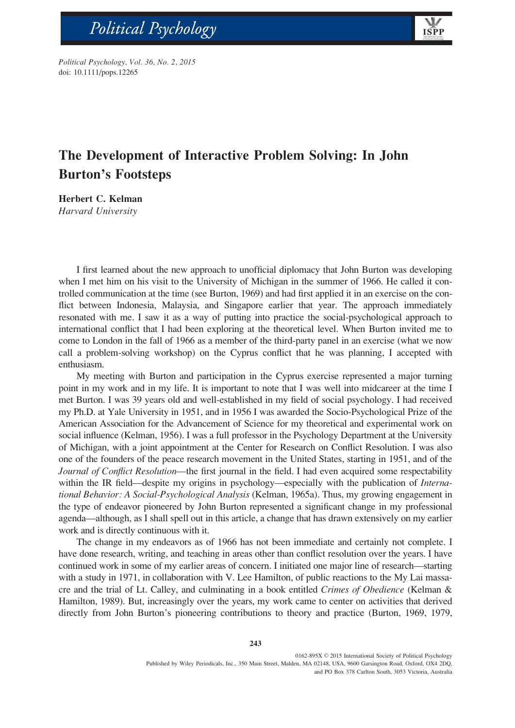# The Development of Interactive Problem Solving: In John Burton's Footsteps

**Herbert C. Kelman**
*Harvard University*

I first learned about the new approach to unofficial diplomacy that John Burton was developing when I met him on his visit to the University of Michigan in the summer of 1966. He called it controlled communication at the time (see Burton, 1969) and had first applied it in an exercise on the conflict between Indonesia, Malaysia, and Singapore earlier that year. The approach immediately resonated with me. I saw it as a way of putting into practice the social-psychological approach to international conflict that I had been exploring at the theoretical level. When Burton invited me to come to London in the fall of 1966 as a member of the third-party panel in an exercise (what we now call a problem-solving workshop) on the Cyprus conflict that he was planning, I accepted with enthusiasm.

My meeting with Burton and participation in the Cyprus exercise represented a major turning point in my work and in my life. It is important to note that I was well into midcareer at the time I met Burton. I was 39 years old and well-established in my field of social psychology. I had received my Ph.D. at Yale University in 1951, and in 1956 I was awarded the Socio-Psychological Prize of the American Association for the Advancement of Science for my theoretical and experimental work on social influence (Kelman, 1956). I was a full professor in the Psychology Department at the University of Michigan, with a joint appointment at the Center for Research on Conflict Resolution. I was also one of the founders of the peace research movement in the United States, starting in 1951, and of the *Journal of Conflict Resolution*—the first journal in the field. I had even acquired some respectability within the IR field—despite my origins in psychology—especially with the publication of *International Behavior: A Social-Psychological Analysis* (Kelman, 1965a). Thus, my growing engagement in the type of endeavor pioneered by John Burton represented a significant change in my professional agenda—although, as I shall spell out in this article, a change that has drawn extensively on my earlier work and is directly continuous with it.

The change in my endeavors as of 1966 has not been immediate and certainly not complete. I have done research, writing, and teaching in areas other than conflict resolution over the years. I have continued work in some of my earlier areas of concern. I initiated one major line of research—starting with a study in 1971, in collaboration with V. Lee Hamilton, of public reactions to the My Lai massacre and the trial of Lt. Calley, and culminating in a book entitled *Crimes of Obedience* (Kelman & Hamilton, 1989). But, increasingly over the years, my work came to center on activities that derived directly from John Burton's pioneering contributions to theory and practice (Burton, 1969, 1979,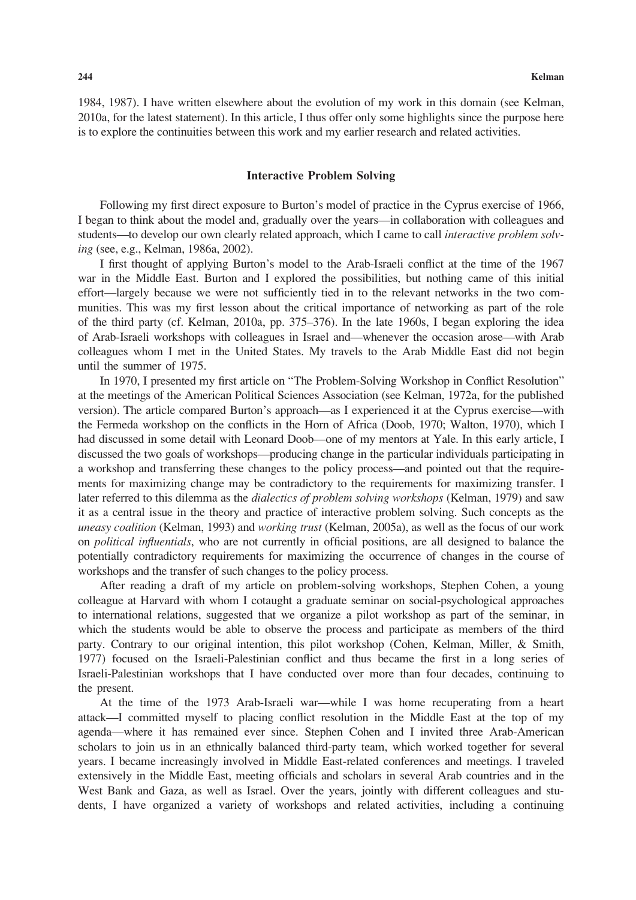1984, 1987). I have written elsewhere about the evolution of my work in this domain (see Kelman, 2010a, for the latest statement). In this article, I thus offer only some highlights since the purpose here is to explore the continuities between this work and my earlier research and related activities.

## Interactive Problem Solving

Following my first direct exposure to Burton's model of practice in the Cyprus exercise of 1966, I began to think about the model and, gradually over the years—in collaboration with colleagues and students—to develop our own clearly related approach, which I came to call *interactive problem solving* (see, e.g., Kelman, 1986a, 2002).

I first thought of applying Burton's model to the Arab-Israeli conflict at the time of the 1967 war in the Middle East. Burton and I explored the possibilities, but nothing came of this initial effort—largely because we were not sufficiently tied in to the relevant networks in the two communities. This was my first lesson about the critical importance of networking as part of the role of the third party (cf. Kelman, 2010a, pp. 375–376). In the late 1960s, I began exploring the idea of Arab-Israeli workshops with colleagues in Israel and—whenever the occasion arose—with Arab colleagues whom I met in the United States. My travels to the Arab Middle East did not begin until the summer of 1975.

In 1970, I presented my first article on "The Problem-Solving Workshop in Conflict Resolution" at the meetings of the American Political Sciences Association (see Kelman, 1972a, for the published version). The article compared Burton's approach—as I experienced it at the Cyprus exercise—with the Fermeda workshop on the conflicts in the Horn of Africa (Doob, 1970; Walton, 1970), which I had discussed in some detail with Leonard Doob—one of my mentors at Yale. In this early article, I discussed the two goals of workshops—producing change in the particular individuals participating in a workshop and transferring these changes to the policy process—and pointed out that the requirements for maximizing change may be contradictory to the requirements for maximizing transfer. I later referred to this dilemma as the *dialectics of problem solving workshops* (Kelman, 1979) and saw it as a central issue in the theory and practice of interactive problem solving. Such concepts as the *uneasy coalition* (Kelman, 1993) and *working trust* (Kelman, 2005a), as well as the focus of our work on *political influentials*, who are not currently in official positions, are all designed to balance the potentially contradictory requirements for maximizing the occurrence of changes in the course of workshops and the transfer of such changes to the policy process.

After reading a draft of my article on problem-solving workshops, Stephen Cohen, a young colleague at Harvard with whom I cotaught a graduate seminar on social-psychological approaches to international relations, suggested that we organize a pilot workshop as part of the seminar, in which the students would be able to observe the process and participate as members of the third party. Contrary to our original intention, this pilot workshop (Cohen, Kelman, Miller, & Smith, 1977) focused on the Israeli-Palestinian conflict and thus became the first in a long series of Israeli-Palestinian workshops that I have conducted over more than four decades, continuing to the present.

At the time of the 1973 Arab-Israeli war—while I was home recuperating from a heart attack—I committed myself to placing conflict resolution in the Middle East at the top of my agenda—where it has remained ever since. Stephen Cohen and I invited three Arab-American scholars to join us in an ethnically balanced third-party team, which worked together for several years. I became increasingly involved in Middle East-related conferences and meetings. I traveled extensively in the Middle East, meeting officials and scholars in several Arab countries and in the West Bank and Gaza, as well as Israel. Over the years, jointly with different colleagues and students, I have organized a variety of workshops and related activities, including a continuing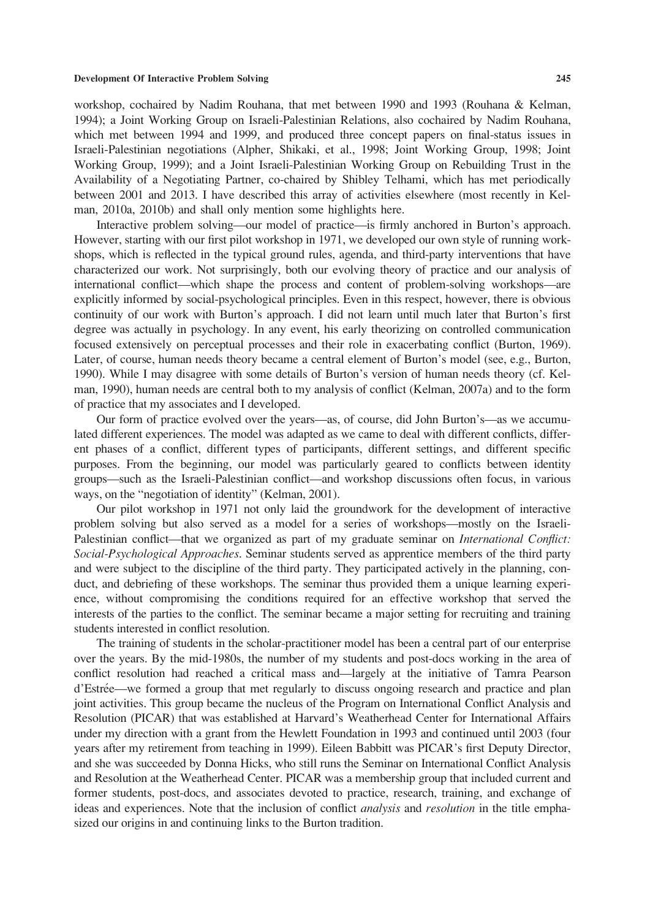workshop, cochaired by Nadim Rouhana, that met between 1990 and 1993 (Rouhana & Kelman, 1994); a Joint Working Group on Israeli-Palestinian Relations, also cochaired by Nadim Rouhana, which met between 1994 and 1999, and produced three concept papers on final-status issues in Israeli-Palestinian negotiations (Alpher, Shikaki, et al., 1998; Joint Working Group, 1998; Joint Working Group, 1999); and a Joint Israeli-Palestinian Working Group on Rebuilding Trust in the Availability of a Negotiating Partner, co-chaired by Shibley Telhami, which has met periodically between 2001 and 2013. I have described this array of activities elsewhere (most recently in Kelman, 2010a, 2010b) and shall only mention some highlights here.

Interactive problem solving—our model of practice—is firmly anchored in Burton's approach. However, starting with our first pilot workshop in 1971, we developed our own style of running workshops, which is reflected in the typical ground rules, agenda, and third-party interventions that have characterized our work. Not surprisingly, both our evolving theory of practice and our analysis of international conflict—which shape the process and content of problem-solving workshops—are explicitly informed by social-psychological principles. Even in this respect, however, there is obvious continuity of our work with Burton's approach. I did not learn until much later that Burton's first degree was actually in psychology. In any event, his early theorizing on controlled communication focused extensively on perceptual processes and their role in exacerbating conflict (Burton, 1969). Later, of course, human needs theory became a central element of Burton's model (see, e.g., Burton, 1990). While I may disagree with some details of Burton's version of human needs theory (cf. Kelman, 1990), human needs are central both to my analysis of conflict (Kelman, 2007a) and to the form of practice that my associates and I developed.

Our form of practice evolved over the years—as, of course, did John Burton's—as we accumulated different experiences. The model was adapted as we came to deal with different conflicts, different phases of a conflict, different types of participants, different settings, and different specific purposes. From the beginning, our model was particularly geared to conflicts between identity groups—such as the Israeli-Palestinian conflict—and workshop discussions often focus, in various ways, on the "negotiation of identity" (Kelman, 2001).

Our pilot workshop in 1971 not only laid the groundwork for the development of interactive problem solving but also served as a model for a series of workshops—mostly on the Israeli-Palestinian conflict—that we organized as part of my graduate seminar on *International Conflict: Social-Psychological Approaches*. Seminar students served as apprentice members of the third party and were subject to the discipline of the third party. They participated actively in the planning, conduct, and debriefing of these workshops. The seminar thus provided them a unique learning experience, without compromising the conditions required for an effective workshop that served the interests of the parties to the conflict. The seminar became a major setting for recruiting and training students interested in conflict resolution.

The training of students in the scholar-practitioner model has been a central part of our enterprise over the years. By the mid-1980s, the number of my students and post-docs working in the area of conflict resolution had reached a critical mass and—largely at the initiative of Tamra Pearson d'Estrée—we formed a group that met regularly to discuss ongoing research and practice and plan joint activities. This group became the nucleus of the Program on International Conflict Analysis and Resolution (PICAR) that was established at Harvard's Weatherhead Center for International Affairs under my direction with a grant from the Hewlett Foundation in 1993 and continued until 2003 (four years after my retirement from teaching in 1999). Eileen Babbitt was PICAR's first Deputy Director, and she was succeeded by Donna Hicks, who still runs the Seminar on International Conflict Analysis and Resolution at the Weatherhead Center. PICAR was a membership group that included current and former students, post-docs, and associates devoted to practice, research, training, and exchange of ideas and experiences. Note that the inclusion of conflict *analysis* and *resolution* in the title emphasized our origins in and continuing links to the Burton tradition.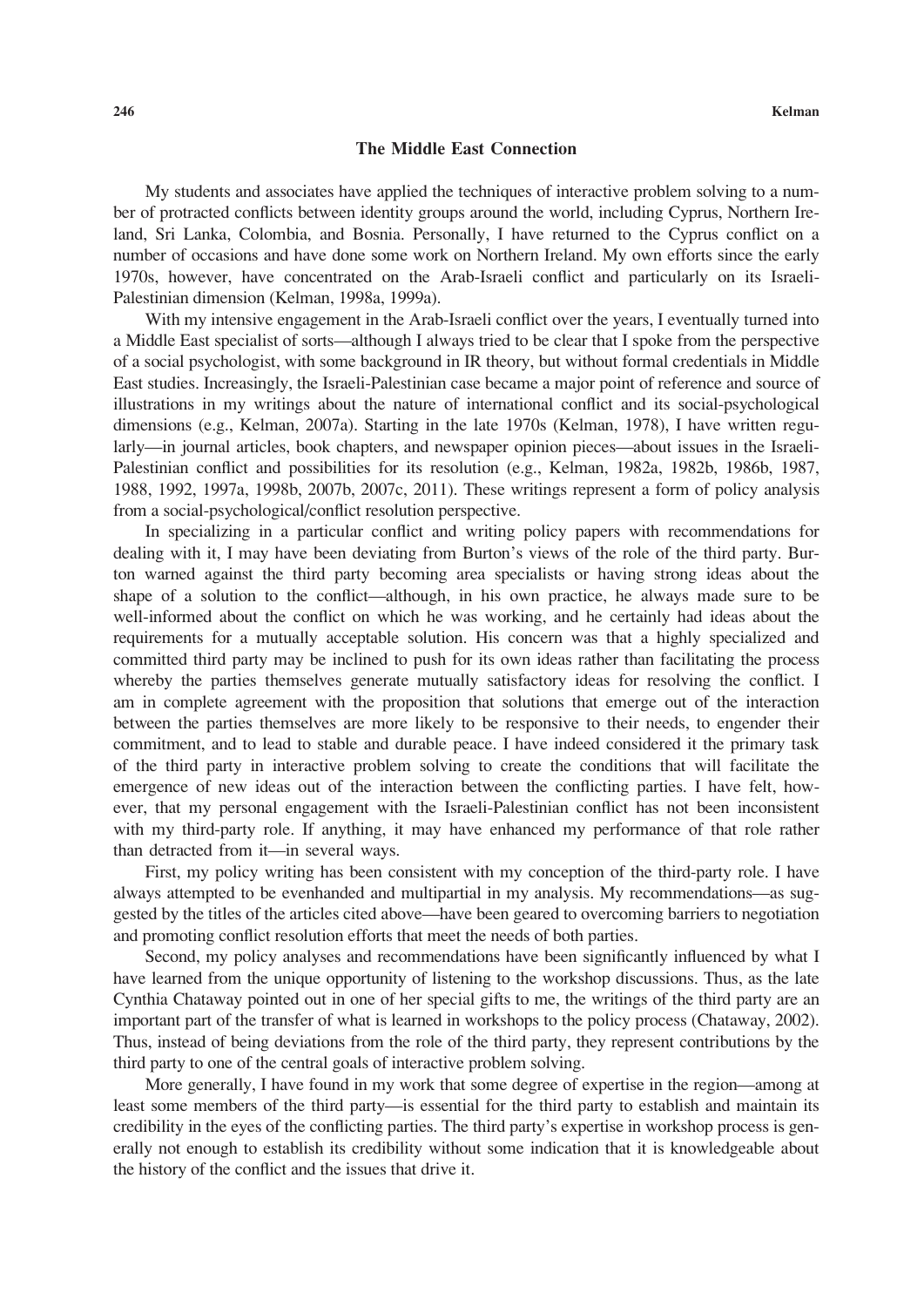## The Middle East Connection

My students and associates have applied the techniques of interactive problem solving to a number of protracted conflicts between identity groups around the world, including Cyprus, Northern Ireland, Sri Lanka, Colombia, and Bosnia. Personally, I have returned to the Cyprus conflict on a number of occasions and have done some work on Northern Ireland. My own efforts since the early 1970s, however, have concentrated on the Arab-Israeli conflict and particularly on its Israeli-Palestinian dimension (Kelman, 1998a, 1999a).

With my intensive engagement in the Arab-Israeli conflict over the years, I eventually turned into a Middle East specialist of sorts—although I always tried to be clear that I spoke from the perspective of a social psychologist, with some background in IR theory, but without formal credentials in Middle East studies. Increasingly, the Israeli-Palestinian case became a major point of reference and source of illustrations in my writings about the nature of international conflict and its social-psychological dimensions (e.g., Kelman, 2007a). Starting in the late 1970s (Kelman, 1978), I have written regularly—in journal articles, book chapters, and newspaper opinion pieces—about issues in the Israeli-Palestinian conflict and possibilities for its resolution (e.g., Kelman, 1982a, 1982b, 1986b, 1987, 1988, 1992, 1997a, 1998b, 2007b, 2007c, 2011). These writings represent a form of policy analysis from a social-psychological/conflict resolution perspective.

In specializing in a particular conflict and writing policy papers with recommendations for dealing with it, I may have been deviating from Burton's views of the role of the third party. Burton warned against the third party becoming area specialists or having strong ideas about the shape of a solution to the conflict—although, in his own practice, he always made sure to be well-informed about the conflict on which he was working, and he certainly had ideas about the requirements for a mutually acceptable solution. His concern was that a highly specialized and committed third party may be inclined to push for its own ideas rather than facilitating the process whereby the parties themselves generate mutually satisfactory ideas for resolving the conflict. I am in complete agreement with the proposition that solutions that emerge out of the interaction between the parties themselves are more likely to be responsive to their needs, to engender their commitment, and to lead to stable and durable peace. I have indeed considered it the primary task of the third party in interactive problem solving to create the conditions that will facilitate the emergence of new ideas out of the interaction between the conflicting parties. I have felt, however, that my personal engagement with the Israeli-Palestinian conflict has not been inconsistent with my third-party role. If anything, it may have enhanced my performance of that role rather than detracted from it—in several ways.

First, my policy writing has been consistent with my conception of the third-party role. I have always attempted to be evenhanded and multipartial in my analysis. My recommendations—as suggested by the titles of the articles cited above—have been geared to overcoming barriers to negotiation and promoting conflict resolution efforts that meet the needs of both parties.

Second, my policy analyses and recommendations have been significantly influenced by what I have learned from the unique opportunity of listening to the workshop discussions. Thus, as the late Cynthia Chataway pointed out in one of her special gifts to me, the writings of the third party are an important part of the transfer of what is learned in workshops to the policy process (Chataway, 2002). Thus, instead of being deviations from the role of the third party, they represent contributions by the third party to one of the central goals of interactive problem solving.

More generally, I have found in my work that some degree of expertise in the region—among at least some members of the third party—is essential for the third party to establish and maintain its credibility in the eyes of the conflicting parties. The third party's expertise in workshop process is generally not enough to establish its credibility without some indication that it is knowledgeable about the history of the conflict and the issues that drive it.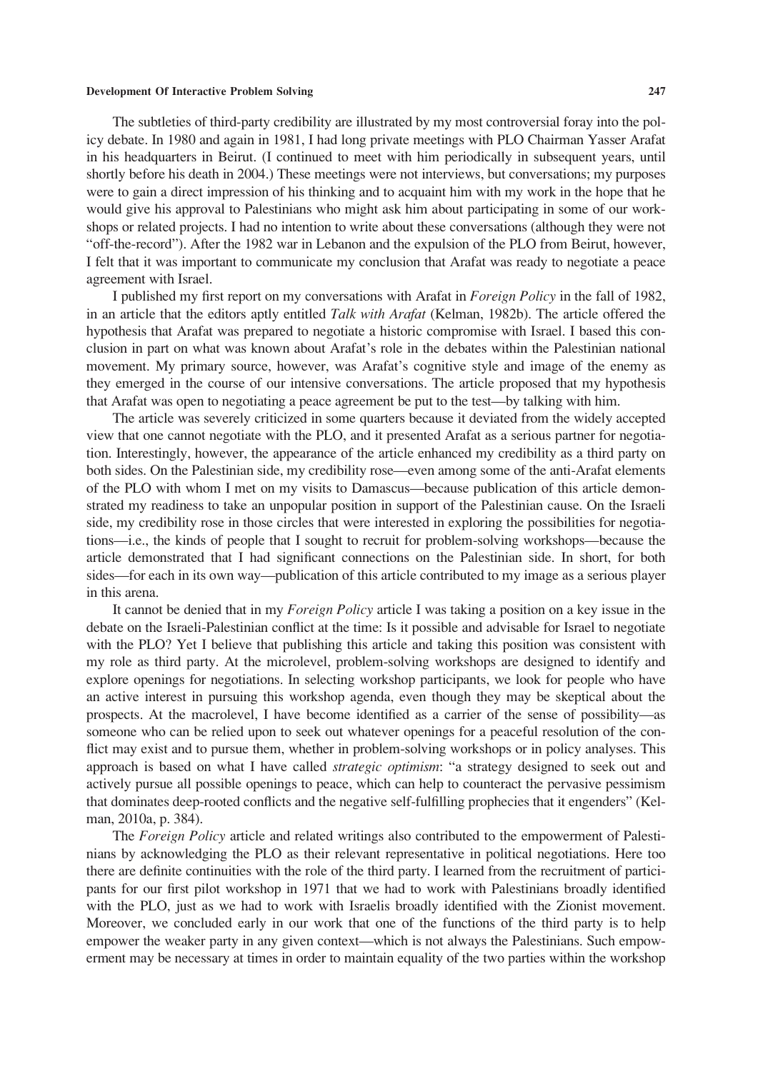The subtleties of third-party credibility are illustrated by my most controversial foray into the policy debate. In 1980 and again in 1981, I had long private meetings with PLO Chairman Yasser Arafat in his headquarters in Beirut. (I continued to meet with him periodically in subsequent years, until shortly before his death in 2004.) These meetings were not interviews, but conversations; my purposes were to gain a direct impression of his thinking and to acquaint him with my work in the hope that he would give his approval to Palestinians who might ask him about participating in some of our workshops or related projects. I had no intention to write about these conversations (although they were not "off-the-record"). After the 1982 war in Lebanon and the expulsion of the PLO from Beirut, however, I felt that it was important to communicate my conclusion that Arafat was ready to negotiate a peace agreement with Israel.

I published my first report on my conversations with Arafat in *Foreign Policy* in the fall of 1982, in an article that the editors aptly entitled *Talk with Arafat* (Kelman, 1982b). The article offered the hypothesis that Arafat was prepared to negotiate a historic compromise with Israel. I based this conclusion in part on what was known about Arafat's role in the debates within the Palestinian national movement. My primary source, however, was Arafat's cognitive style and image of the enemy as they emerged in the course of our intensive conversations. The article proposed that my hypothesis that Arafat was open to negotiating a peace agreement be put to the test—by talking with him.

The article was severely criticized in some quarters because it deviated from the widely accepted view that one cannot negotiate with the PLO, and it presented Arafat as a serious partner for negotiation. Interestingly, however, the appearance of the article enhanced my credibility as a third party on both sides. On the Palestinian side, my credibility rose—even among some of the anti-Arafat elements of the PLO with whom I met on my visits to Damascus—because publication of this article demonstrated my readiness to take an unpopular position in support of the Palestinian cause. On the Israeli side, my credibility rose in those circles that were interested in exploring the possibilities for negotiations—i.e., the kinds of people that I sought to recruit for problem-solving workshops—because the article demonstrated that I had significant connections on the Palestinian side. In short, for both sides—for each in its own way—publication of this article contributed to my image as a serious player in this arena.

It cannot be denied that in my *Foreign Policy* article I was taking a position on a key issue in the debate on the Israeli-Palestinian conflict at the time: Is it possible and advisable for Israel to negotiate with the PLO? Yet I believe that publishing this article and taking this position was consistent with my role as third party. At the microlevel, problem-solving workshops are designed to identify and explore openings for negotiations. In selecting workshop participants, we look for people who have an active interest in pursuing this workshop agenda, even though they may be skeptical about the prospects. At the macrolevel, I have become identified as a carrier of the sense of possibility—as someone who can be relied upon to seek out whatever openings for a peaceful resolution of the conflict may exist and to pursue them, whether in problem-solving workshops or in policy analyses. This approach is based on what I have called *strategic optimism*: "a strategy designed to seek out and actively pursue all possible openings to peace, which can help to counteract the pervasive pessimism that dominates deep-rooted conflicts and the negative self-fulfilling prophecies that it engenders" (Kelman, 2010a, p. 384).

The *Foreign Policy* article and related writings also contributed to the empowerment of Palestinians by acknowledging the PLO as their relevant representative in political negotiations. Here too there are definite continuities with the role of the third party. I learned from the recruitment of participants for our first pilot workshop in 1971 that we had to work with Palestinians broadly identified with the PLO, just as we had to work with Israelis broadly identified with the Zionist movement. Moreover, we concluded early in our work that one of the functions of the third party is to help empower the weaker party in any given context—which is not always the Palestinians. Such empowerment may be necessary at times in order to maintain equality of the two parties within the workshop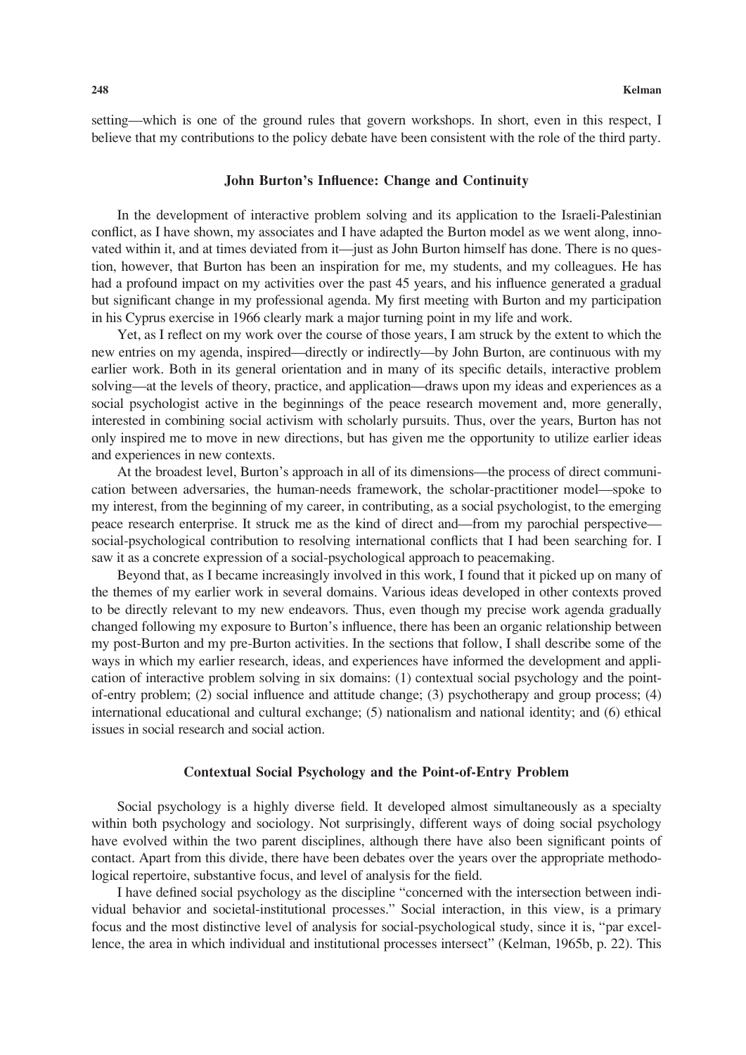setting—which is one of the ground rules that govern workshops. In short, even in this respect, I believe that my contributions to the policy debate have been consistent with the role of the third party.

## John Burton's Influence: Change and Continuity

In the development of interactive problem solving and its application to the Israeli-Palestinian conflict, as I have shown, my associates and I have adapted the Burton model as we went along, innovated within it, and at times deviated from it—just as John Burton himself has done. There is no question, however, that Burton has been an inspiration for me, my students, and my colleagues. He has had a profound impact on my activities over the past 45 years, and his influence generated a gradual but significant change in my professional agenda. My first meeting with Burton and my participation in his Cyprus exercise in 1966 clearly mark a major turning point in my life and work.

Yet, as I reflect on my work over the course of those years, I am struck by the extent to which the new entries on my agenda, inspired—directly or indirectly—by John Burton, are continuous with my earlier work. Both in its general orientation and in many of its specific details, interactive problem solving—at the levels of theory, practice, and application—draws upon my ideas and experiences as a social psychologist active in the beginnings of the peace research movement and, more generally, interested in combining social activism with scholarly pursuits. Thus, over the years, Burton has not only inspired me to move in new directions, but has given me the opportunity to utilize earlier ideas and experiences in new contexts.

At the broadest level, Burton's approach in all of its dimensions—the process of direct communication between adversaries, the human-needs framework, the scholar-practitioner model—spoke to my interest, from the beginning of my career, in contributing, as a social psychologist, to the emerging peace research enterprise. It struck me as the kind of direct and—from my parochial perspective—social-psychological contribution to resolving international conflicts that I had been searching for. I saw it as a concrete expression of a social-psychological approach to peacemaking.

Beyond that, as I became increasingly involved in this work, I found that it picked up on many of the themes of my earlier work in several domains. Various ideas developed in other contexts proved to be directly relevant to my new endeavors. Thus, even though my precise work agenda gradually changed following my exposure to Burton's influence, there has been an organic relationship between my post-Burton and my pre-Burton activities. In the sections that follow, I shall describe some of the ways in which my earlier research, ideas, and experiences have informed the development and application of interactive problem solving in six domains: (1) contextual social psychology and the point-of-entry problem; (2) social influence and attitude change; (3) psychotherapy and group process; (4) international educational and cultural exchange; (5) nationalism and national identity; and (6) ethical issues in social research and social action.

## Contextual Social Psychology and the Point-of-Entry Problem

Social psychology is a highly diverse field. It developed almost simultaneously as a specialty within both psychology and sociology. Not surprisingly, different ways of doing social psychology have evolved within the two parent disciplines, although there have also been significant points of contact. Apart from this divide, there have been debates over the years over the appropriate methodological repertoire, substantive focus, and level of analysis for the field.

I have defined social psychology as the discipline "concerned with the intersection between individual behavior and societal-institutional processes." Social interaction, in this view, is a primary focus and the most distinctive level of analysis for social-psychological study, since it is, "par excellence, the area in which individual and institutional processes intersect" (Kelman, 1965b, p. 22). This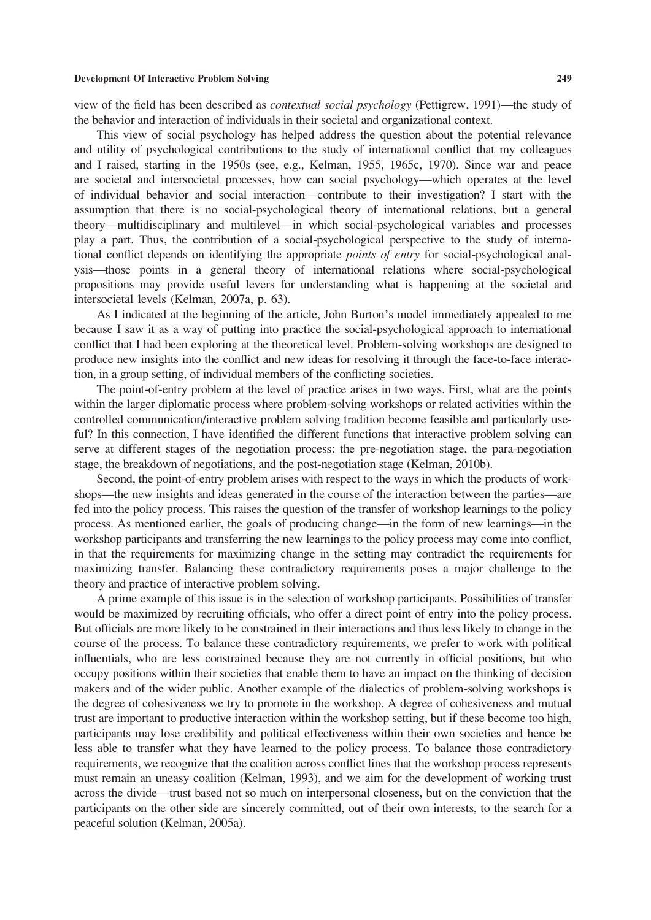view of the field has been described as *contextual social psychology* (Pettigrew, 1991)—the study of the behavior and interaction of individuals in their societal and organizational context.

This view of social psychology has helped address the question about the potential relevance and utility of psychological contributions to the study of international conflict that my colleagues and I raised, starting in the 1950s (see, e.g., Kelman, 1955, 1965c, 1970). Since war and peace are societal and intersocietal processes, how can social psychology—which operates at the level of individual behavior and social interaction—contribute to their investigation? I start with the assumption that there is no social-psychological theory of international relations, but a general theory—multidisciplinary and multilevel—in which social-psychological variables and processes play a part. Thus, the contribution of a social-psychological perspective to the study of international conflict depends on identifying the appropriate *points of entry* for social-psychological analysis—those points in a general theory of international relations where social-psychological propositions may provide useful levers for understanding what is happening at the societal and intersocietal levels (Kelman, 2007a, p. 63).

As I indicated at the beginning of the article, John Burton's model immediately appealed to me because I saw it as a way of putting into practice the social-psychological approach to international conflict that I had been exploring at the theoretical level. Problem-solving workshops are designed to produce new insights into the conflict and new ideas for resolving it through the face-to-face interaction, in a group setting, of individual members of the conflicting societies.

The point-of-entry problem at the level of practice arises in two ways. First, what are the points within the larger diplomatic process where problem-solving workshops or related activities within the controlled communication/interactive problem solving tradition become feasible and particularly useful? In this connection, I have identified the different functions that interactive problem solving can serve at different stages of the negotiation process: the pre-negotiation stage, the para-negotiation stage, the breakdown of negotiations, and the post-negotiation stage (Kelman, 2010b).

Second, the point-of-entry problem arises with respect to the ways in which the products of workshops—the new insights and ideas generated in the course of the interaction between the parties—are fed into the policy process. This raises the question of the transfer of workshop learnings to the policy process. As mentioned earlier, the goals of producing change—in the form of new learnings—in the workshop participants and transferring the new learnings to the policy process may come into conflict, in that the requirements for maximizing change in the setting may contradict the requirements for maximizing transfer. Balancing these contradictory requirements poses a major challenge to the theory and practice of interactive problem solving.

A prime example of this issue is in the selection of workshop participants. Possibilities of transfer would be maximized by recruiting officials, who offer a direct point of entry into the policy process. But officials are more likely to be constrained in their interactions and thus less likely to change in the course of the process. To balance these contradictory requirements, we prefer to work with political influentials, who are less constrained because they are not currently in official positions, but who occupy positions within their societies that enable them to have an impact on the thinking of decision makers and of the wider public. Another example of the dialectics of problem-solving workshops is the degree of cohesiveness we try to promote in the workshop. A degree of cohesiveness and mutual trust are important to productive interaction within the workshop setting, but if these become too high, participants may lose credibility and political effectiveness within their own societies and hence be less able to transfer what they have learned to the policy process. To balance those contradictory requirements, we recognize that the coalition across conflict lines that the workshop process represents must remain an uneasy coalition (Kelman, 1993), and we aim for the development of working trust across the divide—trust based not so much on interpersonal closeness, but on the conviction that the participants on the other side are sincerely committed, out of their own interests, to the search for a peaceful solution (Kelman, 2005a).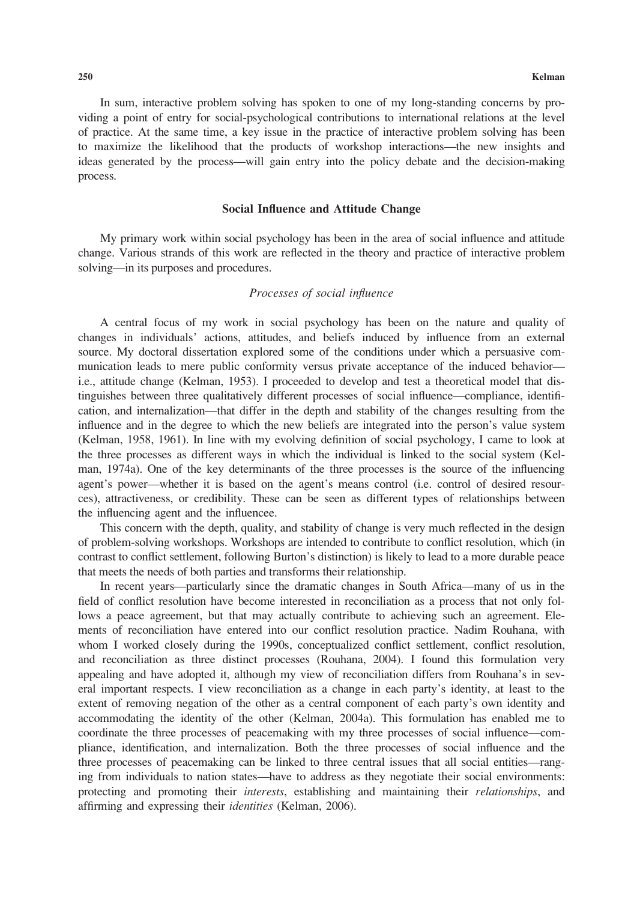In sum, interactive problem solving has spoken to one of my long-standing concerns by providing a point of entry for social-psychological contributions to international relations at the level of practice. At the same time, a key issue in the practice of interactive problem solving has been to maximize the likelihood that the products of workshop interactions—the new insights and ideas generated by the process—will gain entry into the policy debate and the decision-making process.

## Social Influence and Attitude Change

My primary work within social psychology has been in the area of social influence and attitude change. Various strands of this work are reflected in the theory and practice of interactive problem solving—in its purposes and procedures.

### *Processes of social influence*

A central focus of my work in social psychology has been on the nature and quality of changes in individuals' actions, attitudes, and beliefs induced by influence from an external source. My doctoral dissertation explored some of the conditions under which a persuasive communication leads to mere public conformity versus private acceptance of the induced behavior—i.e., attitude change (Kelman, 1953). I proceeded to develop and test a theoretical model that distinguishes between three qualitatively different processes of social influence—compliance, identification, and internalization—that differ in the depth and stability of the changes resulting from the influence and in the degree to which the new beliefs are integrated into the person's value system (Kelman, 1958, 1961). In line with my evolving definition of social psychology, I came to look at the three processes as different ways in which the individual is linked to the social system (Kelman, 1974a). One of the key determinants of the three processes is the source of the influencing agent's power—whether it is based on the agent's means control (i.e. control of desired resources), attractiveness, or credibility. These can be seen as different types of relationships between the influencing agent and the influencee.

This concern with the depth, quality, and stability of change is very much reflected in the design of problem-solving workshops. Workshops are intended to contribute to conflict resolution, which (in contrast to conflict settlement, following Burton's distinction) is likely to lead to a more durable peace that meets the needs of both parties and transforms their relationship.

In recent years—particularly since the dramatic changes in South Africa—many of us in the field of conflict resolution have become interested in reconciliation as a process that not only follows a peace agreement, but that may actually contribute to achieving such an agreement. Elements of reconciliation have entered into our conflict resolution practice. Nadim Rouhana, with whom I worked closely during the 1990s, conceptualized conflict settlement, conflict resolution, and reconciliation as three distinct processes (Rouhana, 2004). I found this formulation very appealing and have adopted it, although my view of reconciliation differs from Rouhana's in several important respects. I view reconciliation as a change in each party's identity, at least to the extent of removing negation of the other as a central component of each party's own identity and accommodating the identity of the other (Kelman, 2004a). This formulation has enabled me to coordinate the three processes of peacemaking with my three processes of social influence—compliance, identification, and internalization. Both the three processes of social influence and the three processes of peacemaking can be linked to three central issues that all social entities—ranging from individuals to nation states—have to address as they negotiate their social environments: protecting and promoting their *interests*, establishing and maintaining their *relationships*, and affirming and expressing their *identities* (Kelman, 2006).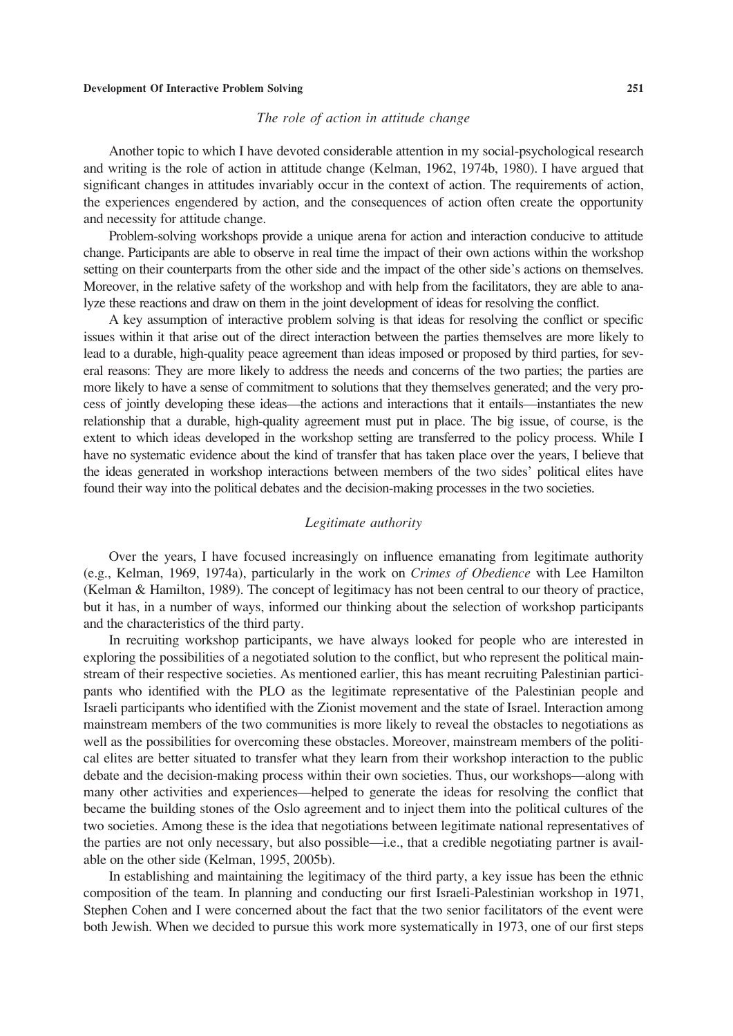### *The role of action in attitude change*

Another topic to which I have devoted considerable attention in my social-psychological research and writing is the role of action in attitude change (Kelman, 1962, 1974b, 1980). I have argued that significant changes in attitudes invariably occur in the context of action. The requirements of action, the experiences engendered by action, and the consequences of action often create the opportunity and necessity for attitude change.

Problem-solving workshops provide a unique arena for action and interaction conducive to attitude change. Participants are able to observe in real time the impact of their own actions within the workshop setting on their counterparts from the other side and the impact of the other side's actions on themselves. Moreover, in the relative safety of the workshop and with help from the facilitators, they are able to analyze these reactions and draw on them in the joint development of ideas for resolving the conflict.

A key assumption of interactive problem solving is that ideas for resolving the conflict or specific issues within it that arise out of the direct interaction between the parties themselves are more likely to lead to a durable, high-quality peace agreement than ideas imposed or proposed by third parties, for several reasons: They are more likely to address the needs and concerns of the two parties; the parties are more likely to have a sense of commitment to solutions that they themselves generated; and the very process of jointly developing these ideas—the actions and interactions that it entails—instantiates the new relationship that a durable, high-quality agreement must put in place. The big issue, of course, is the extent to which ideas developed in the workshop setting are transferred to the policy process. While I have no systematic evidence about the kind of transfer that has taken place over the years, I believe that the ideas generated in workshop interactions between members of the two sides' political elites have found their way into the political debates and the decision-making processes in the two societies.

### *Legitimate authority*

Over the years, I have focused increasingly on influence emanating from legitimate authority (e.g., Kelman, 1969, 1974a), particularly in the work on *Crimes of Obedience* with Lee Hamilton (Kelman & Hamilton, 1989). The concept of legitimacy has not been central to our theory of practice, but it has, in a number of ways, informed our thinking about the selection of workshop participants and the characteristics of the third party.

In recruiting workshop participants, we have always looked for people who are interested in exploring the possibilities of a negotiated solution to the conflict, but who represent the political mainstream of their respective societies. As mentioned earlier, this has meant recruiting Palestinian participants who identified with the PLO as the legitimate representative of the Palestinian people and Israeli participants who identified with the Zionist movement and the state of Israel. Interaction among mainstream members of the two communities is more likely to reveal the obstacles to negotiations as well as the possibilities for overcoming these obstacles. Moreover, mainstream members of the political elites are better situated to transfer what they learn from their workshop interaction to the public debate and the decision-making process within their own societies. Thus, our workshops—along with many other activities and experiences—helped to generate the ideas for resolving the conflict that became the building stones of the Oslo agreement and to inject them into the political cultures of the two societies. Among these is the idea that negotiations between legitimate national representatives of the parties are not only necessary, but also possible—i.e., that a credible negotiating partner is available on the other side (Kelman, 1995, 2005b).

In establishing and maintaining the legitimacy of the third party, a key issue has been the ethnic composition of the team. In planning and conducting our first Israeli-Palestinian workshop in 1971, Stephen Cohen and I were concerned about the fact that the two senior facilitators of the event were both Jewish. When we decided to pursue this work more systematically in 1973, one of our first steps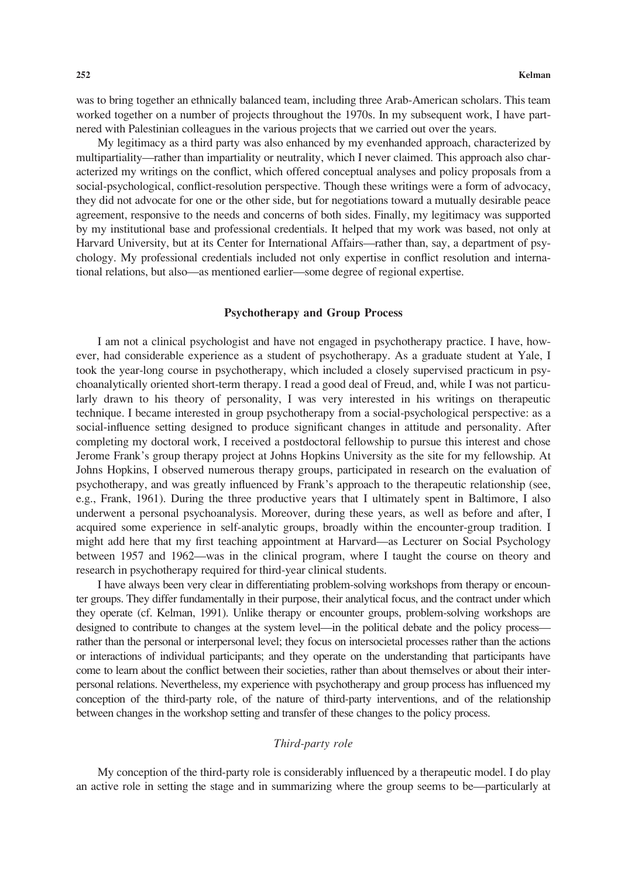was to bring together an ethnically balanced team, including three Arab-American scholars. This team worked together on a number of projects throughout the 1970s. In my subsequent work, I have partnered with Palestinian colleagues in the various projects that we carried out over the years.

My legitimacy as a third party was also enhanced by my evenhanded approach, characterized by multipartiality—rather than impartiality or neutrality, which I never claimed. This approach also characterized my writings on the conflict, which offered conceptual analyses and policy proposals from a social-psychological, conflict-resolution perspective. Though these writings were a form of advocacy, they did not advocate for one or the other side, but for negotiations toward a mutually desirable peace agreement, responsive to the needs and concerns of both sides. Finally, my legitimacy was supported by my institutional base and professional credentials. It helped that my work was based, not only at Harvard University, but at its Center for International Affairs—rather than, say, a department of psychology. My professional credentials included not only expertise in conflict resolution and international relations, but also—as mentioned earlier—some degree of regional expertise.

## Psychotherapy and Group Process

I am not a clinical psychologist and have not engaged in psychotherapy practice. I have, however, had considerable experience as a student of psychotherapy. As a graduate student at Yale, I took the year-long course in psychotherapy, which included a closely supervised practicum in psychoanalytically oriented short-term therapy. I read a good deal of Freud, and, while I was not particularly drawn to his theory of personality, I was very interested in his writings on therapeutic technique. I became interested in group psychotherapy from a social-psychological perspective: as a social-influence setting designed to produce significant changes in attitude and personality. After completing my doctoral work, I received a postdoctoral fellowship to pursue this interest and chose Jerome Frank's group therapy project at Johns Hopkins University as the site for my fellowship. At Johns Hopkins, I observed numerous therapy groups, participated in research on the evaluation of psychotherapy, and was greatly influenced by Frank's approach to the therapeutic relationship (see, e.g., Frank, 1961). During the three productive years that I ultimately spent in Baltimore, I also underwent a personal psychoanalysis. Moreover, during these years, as well as before and after, I acquired some experience in self-analytic groups, broadly within the encounter-group tradition. I might add here that my first teaching appointment at Harvard—as Lecturer on Social Psychology between 1957 and 1962—was in the clinical program, where I taught the course on theory and research in psychotherapy required for third-year clinical students.

I have always been very clear in differentiating problem-solving workshops from therapy or encounter groups. They differ fundamentally in their purpose, their analytical focus, and the contract under which they operate (cf. Kelman, 1991). Unlike therapy or encounter groups, problem-solving workshops are designed to contribute to changes at the system level—in the political debate and the policy process—rather than the personal or interpersonal level; they focus on intersocietal processes rather than the actions or interactions of individual participants; and they operate on the understanding that participants have come to learn about the conflict between their societies, rather than about themselves or about their interpersonal relations. Nevertheless, my experience with psychotherapy and group process has influenced my conception of the third-party role, of the nature of third-party interventions, and of the relationship between changes in the workshop setting and transfer of these changes to the policy process.

### *Third-party role*

My conception of the third-party role is considerably influenced by a therapeutic model. I do play an active role in setting the stage and in summarizing where the group seems to be—particularly at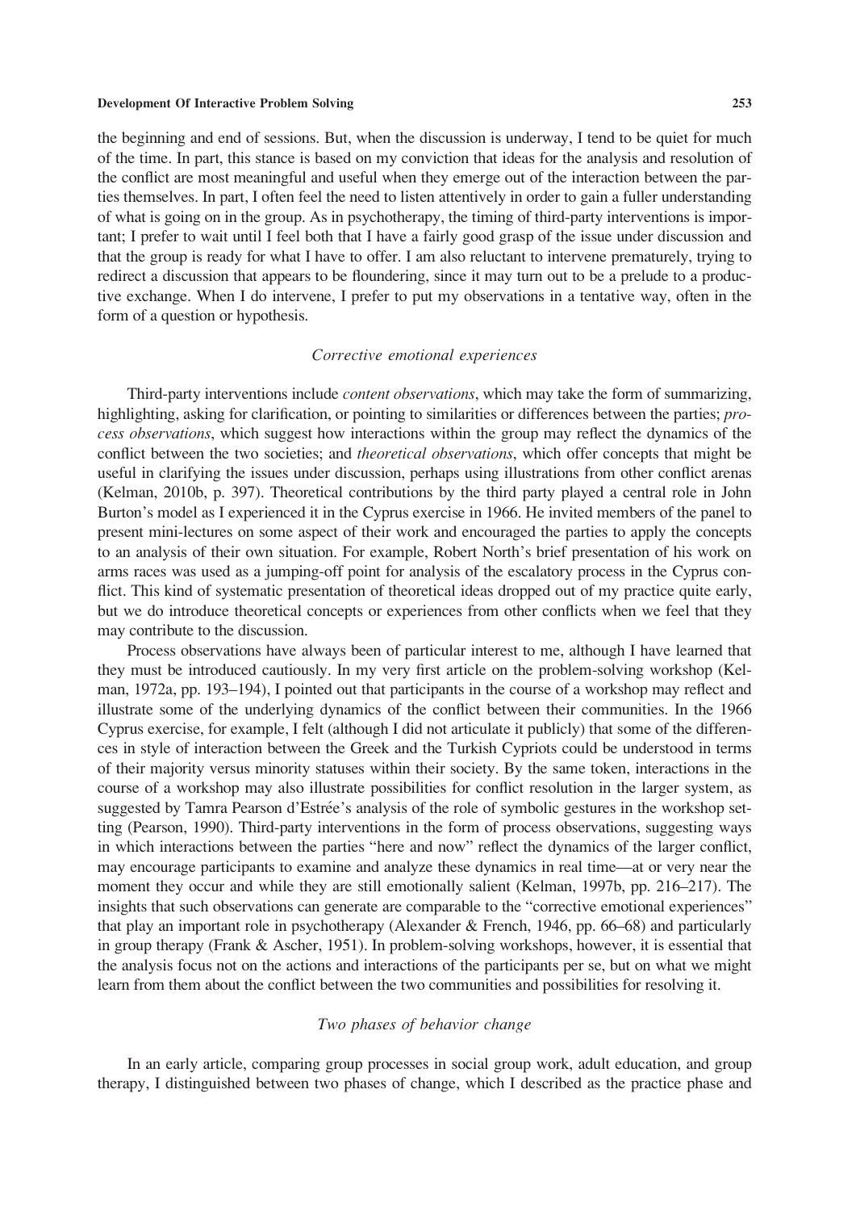the beginning and end of sessions. But, when the discussion is underway, I tend to be quiet for much of the time. In part, this stance is based on my conviction that ideas for the analysis and resolution of the conflict are most meaningful and useful when they emerge out of the interaction between the parties themselves. In part, I often feel the need to listen attentively in order to gain a fuller understanding of what is going on in the group. As in psychotherapy, the timing of third-party interventions is important; I prefer to wait until I feel both that I have a fairly good grasp of the issue under discussion and that the group is ready for what I have to offer. I am also reluctant to intervene prematurely, trying to redirect a discussion that appears to be floundering, since it may turn out to be a prelude to a productive exchange. When I do intervene, I prefer to put my observations in a tentative way, often in the form of a question or hypothesis.

### *Corrective emotional experiences*

Third-party interventions include *content observations*, which may take the form of summarizing, highlighting, asking for clarification, or pointing to similarities or differences between the parties; *process observations*, which suggest how interactions within the group may reflect the dynamics of the conflict between the two societies; and *theoretical observations*, which offer concepts that might be useful in clarifying the issues under discussion, perhaps using illustrations from other conflict arenas (Kelman, 2010b, p. 397). Theoretical contributions by the third party played a central role in John Burton's model as I experienced it in the Cyprus exercise in 1966. He invited members of the panel to present mini-lectures on some aspect of their work and encouraged the parties to apply the concepts to an analysis of their own situation. For example, Robert North's brief presentation of his work on arms races was used as a jumping-off point for analysis of the escalatory process in the Cyprus conflict. This kind of systematic presentation of theoretical ideas dropped out of my practice quite early, but we do introduce theoretical concepts or experiences from other conflicts when we feel that they may contribute to the discussion.

Process observations have always been of particular interest to me, although I have learned that they must be introduced cautiously. In my very first article on the problem-solving workshop (Kelman, 1972a, pp. 193–194), I pointed out that participants in the course of a workshop may reflect and illustrate some of the underlying dynamics of the conflict between their communities. In the 1966 Cyprus exercise, for example, I felt (although I did not articulate it publicly) that some of the differences in style of interaction between the Greek and the Turkish Cypriots could be understood in terms of their majority versus minority statuses within their society. By the same token, interactions in the course of a workshop may also illustrate possibilities for conflict resolution in the larger system, as suggested by Tamra Pearson d'Estrée's analysis of the role of symbolic gestures in the workshop setting (Pearson, 1990). Third-party interventions in the form of process observations, suggesting ways in which interactions between the parties "here and now" reflect the dynamics of the larger conflict, may encourage participants to examine and analyze these dynamics in real time—at or very near the moment they occur and while they are still emotionally salient (Kelman, 1997b, pp. 216–217). The insights that such observations can generate are comparable to the "corrective emotional experiences" that play an important role in psychotherapy (Alexander & French, 1946, pp. 66–68) and particularly in group therapy (Frank & Ascher, 1951). In problem-solving workshops, however, it is essential that the analysis focus not on the actions and interactions of the participants per se, but on what we might learn from them about the conflict between the two communities and possibilities for resolving it.

### *Two phases of behavior change*

In an early article, comparing group processes in social group work, adult education, and group therapy, I distinguished between two phases of change, which I described as the practice phase and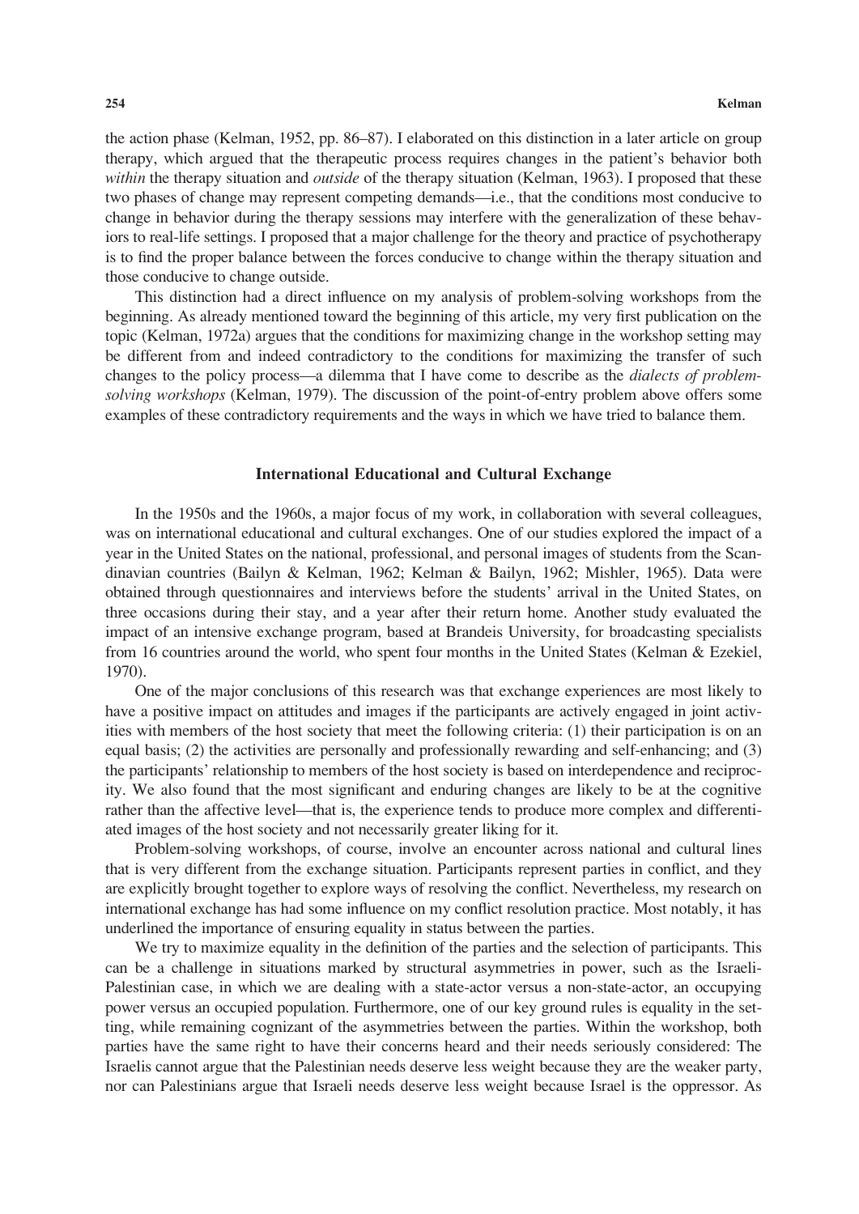the action phase (Kelman, 1952, pp. 86–87). I elaborated on this distinction in a later article on group therapy, which argued that the therapeutic process requires changes in the patient's behavior both *within* the therapy situation and *outside* of the therapy situation (Kelman, 1963). I proposed that these two phases of change may represent competing demands—i.e., that the conditions most conducive to change in behavior during the therapy sessions may interfere with the generalization of these behaviors to real-life settings. I proposed that a major challenge for the theory and practice of psychotherapy is to find the proper balance between the forces conducive to change within the therapy situation and those conducive to change outside.

This distinction had a direct influence on my analysis of problem-solving workshops from the beginning. As already mentioned toward the beginning of this article, my very first publication on the topic (Kelman, 1972a) argues that the conditions for maximizing change in the workshop setting may be different from and indeed contradictory to the conditions for maximizing the transfer of such changes to the policy process—a dilemma that I have come to describe as the *dialects of problem-solving workshops* (Kelman, 1979). The discussion of the point-of-entry problem above offers some examples of these contradictory requirements and the ways in which we have tried to balance them.

## International Educational and Cultural Exchange

In the 1950s and the 1960s, a major focus of my work, in collaboration with several colleagues, was on international educational and cultural exchanges. One of our studies explored the impact of a year in the United States on the national, professional, and personal images of students from the Scandinavian countries (Bailyn & Kelman, 1962; Kelman & Bailyn, 1962; Mishler, 1965). Data were obtained through questionnaires and interviews before the students' arrival in the United States, on three occasions during their stay, and a year after their return home. Another study evaluated the impact of an intensive exchange program, based at Brandeis University, for broadcasting specialists from 16 countries around the world, who spent four months in the United States (Kelman & Ezekiel, 1970).

One of the major conclusions of this research was that exchange experiences are most likely to have a positive impact on attitudes and images if the participants are actively engaged in joint activities with members of the host society that meet the following criteria: (1) their participation is on an equal basis; (2) the activities are personally and professionally rewarding and self-enhancing; and (3) the participants' relationship to members of the host society is based on interdependence and reciprocity. We also found that the most significant and enduring changes are likely to be at the cognitive rather than the affective level—that is, the experience tends to produce more complex and differentiated images of the host society and not necessarily greater liking for it.

Problem-solving workshops, of course, involve an encounter across national and cultural lines that is very different from the exchange situation. Participants represent parties in conflict, and they are explicitly brought together to explore ways of resolving the conflict. Nevertheless, my research on international exchange has had some influence on my conflict resolution practice. Most notably, it has underlined the importance of ensuring equality in status between the parties.

We try to maximize equality in the definition of the parties and the selection of participants. This can be a challenge in situations marked by structural asymmetries in power, such as the Israeli-Palestinian case, in which we are dealing with a state-actor versus a non-state-actor, an occupying power versus an occupied population. Furthermore, one of our key ground rules is equality in the setting, while remaining cognizant of the asymmetries between the parties. Within the workshop, both parties have the same right to have their concerns heard and their needs seriously considered: The Israelis cannot argue that the Palestinian needs deserve less weight because they are the weaker party, nor can Palestinians argue that Israeli needs deserve less weight because Israel is the oppressor. As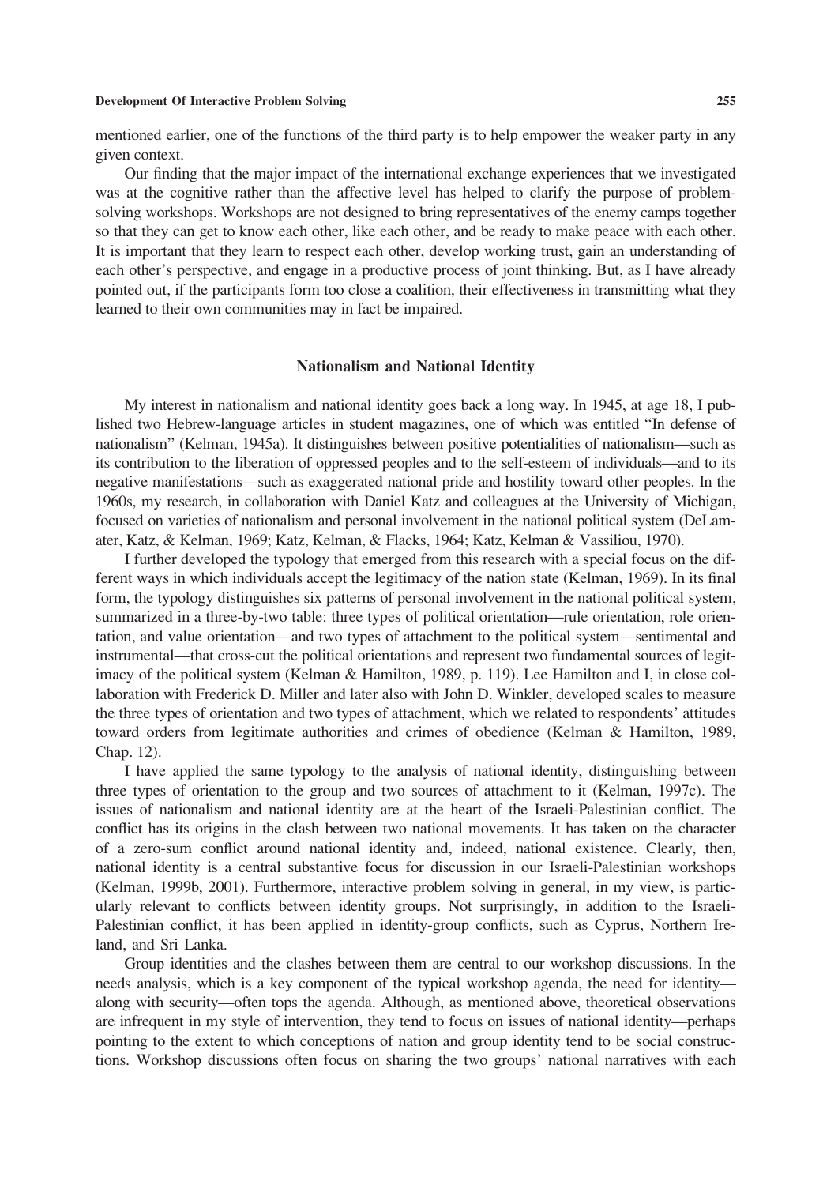mentioned earlier, one of the functions of the third party is to help empower the weaker party in any given context.

Our finding that the major impact of the international exchange experiences that we investigated was at the cognitive rather than the affective level has helped to clarify the purpose of problem-solving workshops. Workshops are not designed to bring representatives of the enemy camps together so that they can get to know each other, like each other, and be ready to make peace with each other. It is important that they learn to respect each other, develop working trust, gain an understanding of each other's perspective, and engage in a productive process of joint thinking. But, as I have already pointed out, if the participants form too close a coalition, their effectiveness in transmitting what they learned to their own communities may in fact be impaired.

## Nationalism and National Identity

My interest in nationalism and national identity goes back a long way. In 1945, at age 18, I published two Hebrew-language articles in student magazines, one of which was entitled "In defense of nationalism" (Kelman, 1945a). It distinguishes between positive potentialities of nationalism—such as its contribution to the liberation of oppressed peoples and to the self-esteem of individuals—and to its negative manifestations—such as exaggerated national pride and hostility toward other peoples. In the 1960s, my research, in collaboration with Daniel Katz and colleagues at the University of Michigan, focused on varieties of nationalism and personal involvement in the national political system (DeLamater, Katz, & Kelman, 1969; Katz, Kelman, & Flacks, 1964; Katz, Kelman & Vassiliou, 1970).

I further developed the typology that emerged from this research with a special focus on the different ways in which individuals accept the legitimacy of the nation state (Kelman, 1969). In its final form, the typology distinguishes six patterns of personal involvement in the national political system, summarized in a three-by-two table: three types of political orientation—rule orientation, role orientation, and value orientation—and two types of attachment to the political system—sentimental and instrumental—that cross-cut the political orientations and represent two fundamental sources of legitimacy of the political system (Kelman & Hamilton, 1989, p. 119). Lee Hamilton and I, in close collaboration with Frederick D. Miller and later also with John D. Winkler, developed scales to measure the three types of orientation and two types of attachment, which we related to respondents' attitudes toward orders from legitimate authorities and crimes of obedience (Kelman & Hamilton, 1989, Chap. 12).

I have applied the same typology to the analysis of national identity, distinguishing between three types of orientation to the group and two sources of attachment to it (Kelman, 1997c). The issues of nationalism and national identity are at the heart of the Israeli-Palestinian conflict. The conflict has its origins in the clash between two national movements. It has taken on the character of a zero-sum conflict around national identity and, indeed, national existence. Clearly, then, national identity is a central substantive focus for discussion in our Israeli-Palestinian workshops (Kelman, 1999b, 2001). Furthermore, interactive problem solving in general, in my view, is particularly relevant to conflicts between identity groups. Not surprisingly, in addition to the Israeli-Palestinian conflict, it has been applied in identity-group conflicts, such as Cyprus, Northern Ireland, and Sri Lanka.

Group identities and the clashes between them are central to our workshop discussions. In the needs analysis, which is a key component of the typical workshop agenda, the need for identity—along with security—often tops the agenda. Although, as mentioned above, theoretical observations are infrequent in my style of intervention, they tend to focus on issues of national identity—perhaps pointing to the extent to which conceptions of nation and group identity tend to be social constructions. Workshop discussions often focus on sharing the two groups' national narratives with each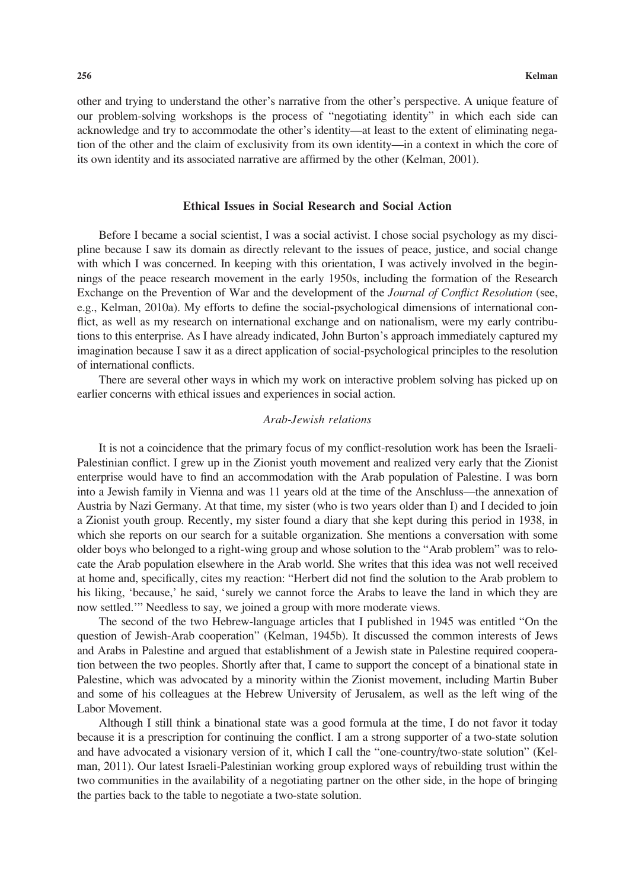other and trying to understand the other's narrative from the other's perspective. A unique feature of our problem-solving workshops is the process of "negotiating identity" in which each side can acknowledge and try to accommodate the other's identity—at least to the extent of eliminating negation of the other and the claim of exclusivity from its own identity—in a context in which the core of its own identity and its associated narrative are affirmed by the other (Kelman, 2001).

## Ethical Issues in Social Research and Social Action

Before I became a social scientist, I was a social activist. I chose social psychology as my discipline because I saw its domain as directly relevant to the issues of peace, justice, and social change with which I was concerned. In keeping with this orientation, I was actively involved in the beginnings of the peace research movement in the early 1950s, including the formation of the Research Exchange on the Prevention of War and the development of the *Journal of Conflict Resolution* (see, e.g., Kelman, 2010a). My efforts to define the social-psychological dimensions of international conflict, as well as my research on international exchange and on nationalism, were my early contributions to this enterprise. As I have already indicated, John Burton's approach immediately captured my imagination because I saw it as a direct application of social-psychological principles to the resolution of international conflicts.

There are several other ways in which my work on interactive problem solving has picked up on earlier concerns with ethical issues and experiences in social action.

### *Arab-Jewish relations*

It is not a coincidence that the primary focus of my conflict-resolution work has been the Israeli-Palestinian conflict. I grew up in the Zionist youth movement and realized very early that the Zionist enterprise would have to find an accommodation with the Arab population of Palestine. I was born into a Jewish family in Vienna and was 11 years old at the time of the Anschluss—the annexation of Austria by Nazi Germany. At that time, my sister (who is two years older than I) and I decided to join a Zionist youth group. Recently, my sister found a diary that she kept during this period in 1938, in which she reports on our search for a suitable organization. She mentions a conversation with some older boys who belonged to a right-wing group and whose solution to the "Arab problem" was to relocate the Arab population elsewhere in the Arab world. She writes that this idea was not well received at home and, specifically, cites my reaction: "Herbert did not find the solution to the Arab problem to his liking, 'because,' he said, 'surely we cannot force the Arabs to leave the land in which they are now settled.'" Needless to say, we joined a group with more moderate views.

The second of the two Hebrew-language articles that I published in 1945 was entitled "On the question of Jewish-Arab cooperation" (Kelman, 1945b). It discussed the common interests of Jews and Arabs in Palestine and argued that establishment of a Jewish state in Palestine required cooperation between the two peoples. Shortly after that, I came to support the concept of a binational state in Palestine, which was advocated by a minority within the Zionist movement, including Martin Buber and some of his colleagues at the Hebrew University of Jerusalem, as well as the left wing of the Labor Movement.

Although I still think a binational state was a good formula at the time, I do not favor it today because it is a prescription for continuing the conflict. I am a strong supporter of a two-state solution and have advocated a visionary version of it, which I call the "one-country/two-state solution" (Kelman, 2011). Our latest Israeli-Palestinian working group explored ways of rebuilding trust within the two communities in the availability of a negotiating partner on the other side, in the hope of bringing the parties back to the table to negotiate a two-state solution.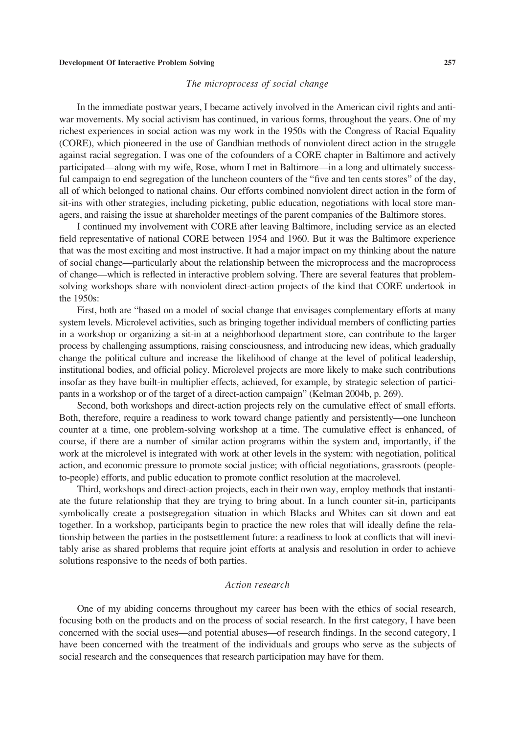### *The microprocess of social change*

In the immediate postwar years, I became actively involved in the American civil rights and antiwar movements. My social activism has continued, in various forms, throughout the years. One of my richest experiences in social action was my work in the 1950s with the Congress of Racial Equality (CORE), which pioneered in the use of Gandhian methods of nonviolent direct action in the struggle against racial segregation. I was one of the cofounders of a CORE chapter in Baltimore and actively participated—along with my wife, Rose, whom I met in Baltimore—in a long and ultimately successful campaign to end segregation of the luncheon counters of the "five and ten cents stores" of the day, all of which belonged to national chains. Our efforts combined nonviolent direct action in the form of sit-ins with other strategies, including picketing, public education, negotiations with local store managers, and raising the issue at shareholder meetings of the parent companies of the Baltimore stores.

I continued my involvement with CORE after leaving Baltimore, including service as an elected field representative of national CORE between 1954 and 1960. But it was the Baltimore experience that was the most exciting and most instructive. It had a major impact on my thinking about the nature of social change—particularly about the relationship between the microprocess and the macroprocess of change—which is reflected in interactive problem solving. There are several features that problem-solving workshops share with nonviolent direct-action projects of the kind that CORE undertook in the 1950s:

First, both are "based on a model of social change that envisages complementary efforts at many system levels. Microlevel activities, such as bringing together individual members of conflicting parties in a workshop or organizing a sit-in at a neighborhood department store, can contribute to the larger process by challenging assumptions, raising consciousness, and introducing new ideas, which gradually change the political culture and increase the likelihood of change at the level of political leadership, institutional bodies, and official policy. Microlevel projects are more likely to make such contributions insofar as they have built-in multiplier effects, achieved, for example, by strategic selection of participants in a workshop or of the target of a direct-action campaign" (Kelman 2004b, p. 269).

Second, both workshops and direct-action projects rely on the cumulative effect of small efforts. Both, therefore, require a readiness to work toward change patiently and persistently—one luncheon counter at a time, one problem-solving workshop at a time. The cumulative effect is enhanced, of course, if there are a number of similar action programs within the system and, importantly, if the work at the microlevel is integrated with work at other levels in the system: with negotiation, political action, and economic pressure to promote social justice; with official negotiations, grassroots (people-to-people) efforts, and public education to promote conflict resolution at the macrolevel.

Third, workshops and direct-action projects, each in their own way, employ methods that instantiate the future relationship that they are trying to bring about. In a lunch counter sit-in, participants symbolically create a postsegregation situation in which Blacks and Whites can sit down and eat together. In a workshop, participants begin to practice the new roles that will ideally define the relationship between the parties in the postsettlement future: a readiness to look at conflicts that will inevitably arise as shared problems that require joint efforts at analysis and resolution in order to achieve solutions responsive to the needs of both parties.

### *Action research*

One of my abiding concerns throughout my career has been with the ethics of social research, focusing both on the products and on the process of social research. In the first category, I have been concerned with the social uses—and potential abuses—of research findings. In the second category, I have been concerned with the treatment of the individuals and groups who serve as the subjects of social research and the consequences that research participation may have for them.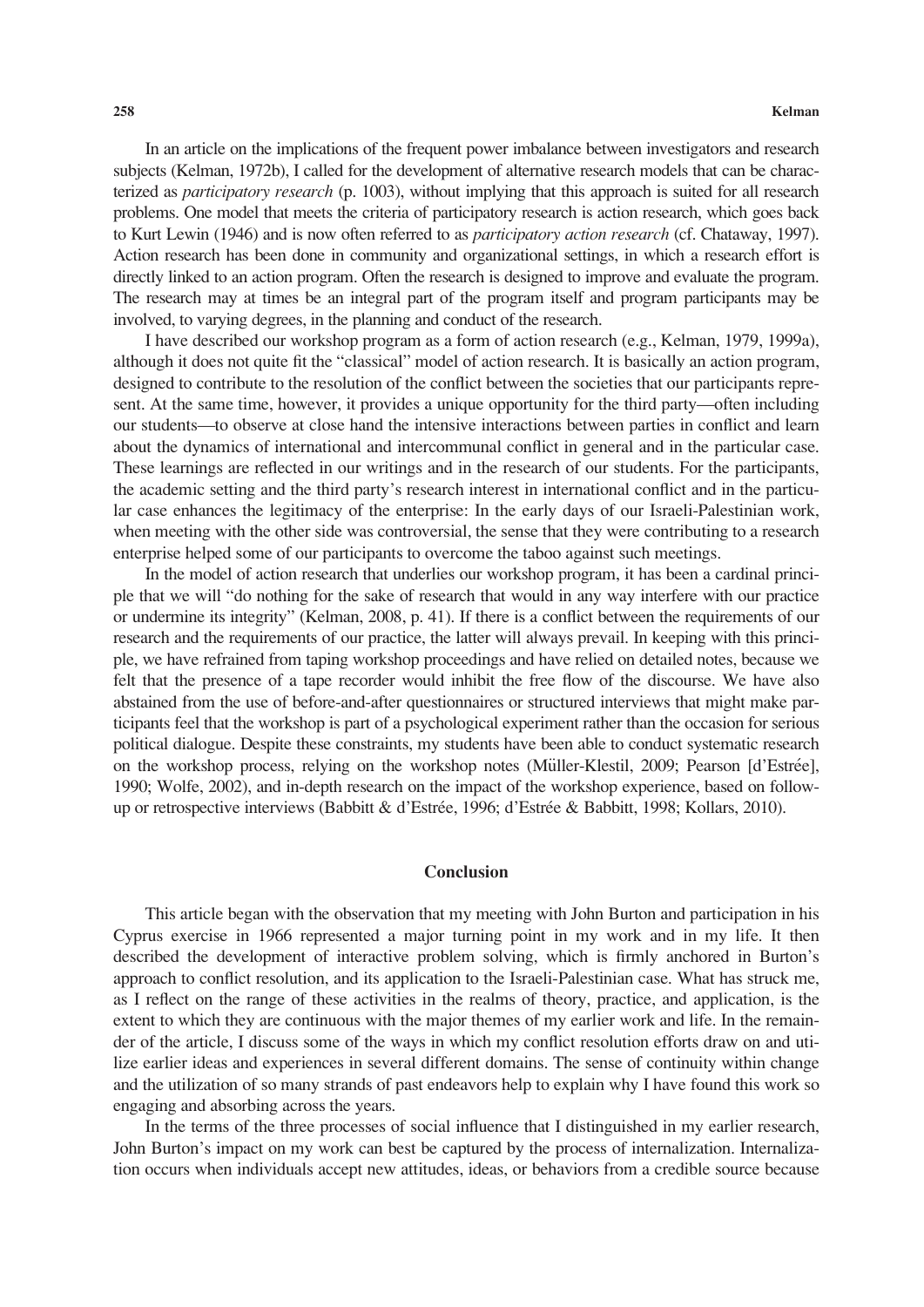In an article on the implications of the frequent power imbalance between investigators and research subjects (Kelman, 1972b), I called for the development of alternative research models that can be characterized as *participatory research* (p. 1003), without implying that this approach is suited for all research problems. One model that meets the criteria of participatory research is action research, which goes back to Kurt Lewin (1946) and is now often referred to as *participatory action research* (cf. Chataway, 1997). Action research has been done in community and organizational settings, in which a research effort is directly linked to an action program. Often the research is designed to improve and evaluate the program. The research may at times be an integral part of the program itself and program participants may be involved, to varying degrees, in the planning and conduct of the research.

I have described our workshop program as a form of action research (e.g., Kelman, 1979, 1999a), although it does not quite fit the "classical" model of action research. It is basically an action program, designed to contribute to the resolution of the conflict between the societies that our participants represent. At the same time, however, it provides a unique opportunity for the third party—often including our students—to observe at close hand the intensive interactions between parties in conflict and learn about the dynamics of international and intercommunal conflict in general and in the particular case. These learnings are reflected in our writings and in the research of our students. For the participants, the academic setting and the third party's research interest in international conflict and in the particular case enhances the legitimacy of the enterprise: In the early days of our Israeli-Palestinian work, when meeting with the other side was controversial, the sense that they were contributing to a research enterprise helped some of our participants to overcome the taboo against such meetings.

In the model of action research that underlies our workshop program, it has been a cardinal principle that we will "do nothing for the sake of research that would in any way interfere with our practice or undermine its integrity" (Kelman, 2008, p. 41). If there is a conflict between the requirements of our research and the requirements of our practice, the latter will always prevail. In keeping with this principle, we have refrained from taping workshop proceedings and have relied on detailed notes, because we felt that the presence of a tape recorder would inhibit the free flow of the discourse. We have also abstained from the use of before-and-after questionnaires or structured interviews that might make participants feel that the workshop is part of a psychological experiment rather than the occasion for serious political dialogue. Despite these constraints, my students have been able to conduct systematic research on the workshop process, relying on the workshop notes (Müller-Klestil, 2009; Pearson [d'Estrée], 1990; Wolfe, 2002), and in-depth research on the impact of the workshop experience, based on follow-up or retrospective interviews (Babbitt & d'Estrée, 1996; d'Estrée & Babbitt, 1998; Kollars, 2010).

## Conclusion

This article began with the observation that my meeting with John Burton and participation in his Cyprus exercise in 1966 represented a major turning point in my work and in my life. It then described the development of interactive problem solving, which is firmly anchored in Burton's approach to conflict resolution, and its application to the Israeli-Palestinian case. What has struck me, as I reflect on the range of these activities in the realms of theory, practice, and application, is the extent to which they are continuous with the major themes of my earlier work and life. In the remainder of the article, I discuss some of the ways in which my conflict resolution efforts draw on and utilize earlier ideas and experiences in several different domains. The sense of continuity within change and the utilization of so many strands of past endeavors help to explain why I have found this work so engaging and absorbing across the years.

In the terms of the three processes of social influence that I distinguished in my earlier research, John Burton's impact on my work can best be captured by the process of internalization. Internalization occurs when individuals accept new attitudes, ideas, or behaviors from a credible source because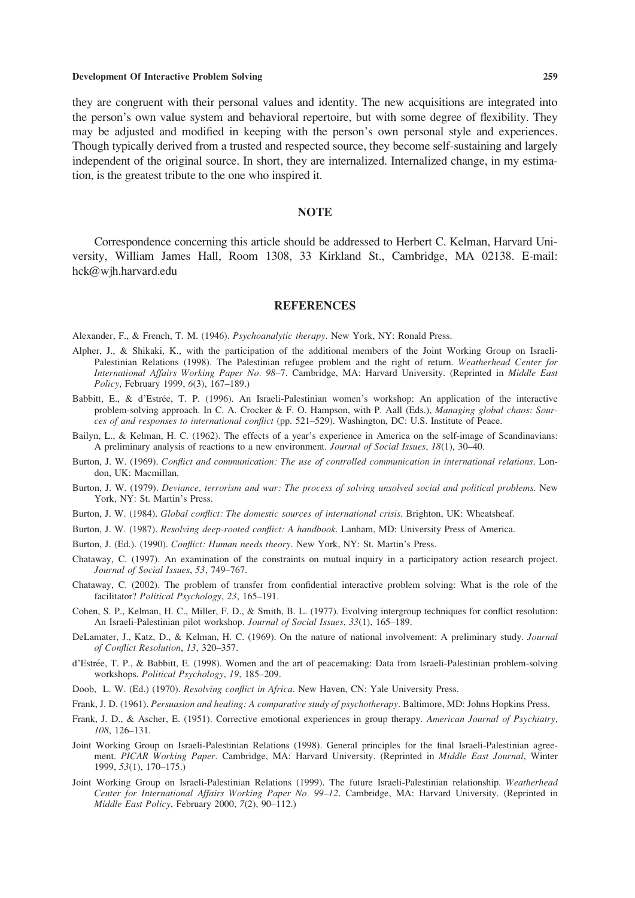they are congruent with their personal values and identity. The new acquisitions are integrated into the person's own value system and behavioral repertoire, but with some degree of flexibility. They may be adjusted and modified in keeping with the person's own personal style and experiences. Though typically derived from a trusted and respected source, they become self-sustaining and largely independent of the original source. In short, they are internalized. Internalized change, in my estimation, is the greatest tribute to the one who inspired it.

## NOTE

Correspondence concerning this article should be addressed to Herbert C. Kelman, Harvard University, William James Hall, Room 1308, 33 Kirkland St., Cambridge, MA 02138. E-mail: hck@wjh.harvard.edu

## REFERENCES

Alexander, F., & French, T. M. (1946). *Psychoanalytic therapy*. New York, NY: Ronald Press.

Alpher, J., & Shikaki, K., with the participation of the additional members of the Joint Working Group on Israeli-Palestinian Relations (1998). The Palestinian refugee problem and the right of return. *Weatherhead Center for International Affairs Working Paper No. 98–7*. Cambridge, MA: Harvard University. (Reprinted in *Middle East Policy*, February 1999, *6*(3), 167–189.)

Babbitt, E., & d'Estrée, T. P. (1996). An Israeli-Palestinian women's workshop: An application of the interactive problem-solving approach. In C. A. Crocker & F. O. Hampson, with P. Aall (Eds.), *Managing global chaos: Sources of and responses to international conflict* (pp. 521–529). Washington, DC: U.S. Institute of Peace.

Bailyn, L., & Kelman, H. C. (1962). The effects of a year's experience in America on the self-image of Scandinavians: A preliminary analysis of reactions to a new environment. *Journal of Social Issues*, *18*(1), 30–40.

Burton, J. W. (1969). *Conflict and communication: The use of controlled communication in international relations*. London, UK: Macmillan.

Burton, J. W. (1979). *Deviance, terrorism and war: The process of solving unsolved social and political problems*. New York, NY: St. Martin's Press.

Burton, J. W. (1984). *Global conflict: The domestic sources of international crisis*. Brighton, UK: Wheatsheaf.

Burton, J. W. (1987). *Resolving deep-rooted conflict: A handbook*. Lanham, MD: University Press of America.

Burton, J. (Ed.). (1990). *Conflict: Human needs theory*. New York, NY: St. Martin's Press.

Chataway, C. (1997). An examination of the constraints on mutual inquiry in a participatory action research project. *Journal of Social Issues*, *53*, 749–767.

Chataway, C. (2002). The problem of transfer from confidential interactive problem solving: What is the role of the facilitator? *Political Psychology*, *23*, 165–191.

Cohen, S. P., Kelman, H. C., Miller, F. D., & Smith, B. L. (1977). Evolving intergroup techniques for conflict resolution: An Israeli-Palestinian pilot workshop. *Journal of Social Issues*, *33*(1), 165–189.

DeLamater, J., Katz, D., & Kelman, H. C. (1969). On the nature of national involvement: A preliminary study. *Journal of Conflict Resolution*, *13*, 320–357.

d'Estrée, T. P., & Babbitt, E. (1998). Women and the art of peacemaking: Data from Israeli-Palestinian problem-solving workshops. *Political Psychology*, *19*, 185–209.

Doob, L. W. (Ed.) (1970). *Resolving conflict in Africa*. New Haven, CN: Yale University Press.

Frank, J. D. (1961). *Persuasion and healing: A comparative study of psychotherapy*. Baltimore, MD: Johns Hopkins Press.

Frank, J. D., & Ascher, E. (1951). Corrective emotional experiences in group therapy. *American Journal of Psychiatry*, *108*, 126–131.

Joint Working Group on Israeli-Palestinian Relations (1998). General principles for the final Israeli-Palestinian agreement. *PICAR Working Paper*. Cambridge, MA: Harvard University. (Reprinted in *Middle East Journal*, Winter 1999, *53*(1), 170–175.)

Joint Working Group on Israeli-Palestinian Relations (1999). The future Israeli-Palestinian relationship. *Weatherhead Center for International Affairs Working Paper No. 99–12*. Cambridge, MA: Harvard University. (Reprinted in *Middle East Policy*, February 2000, *7*(2), 90–112.)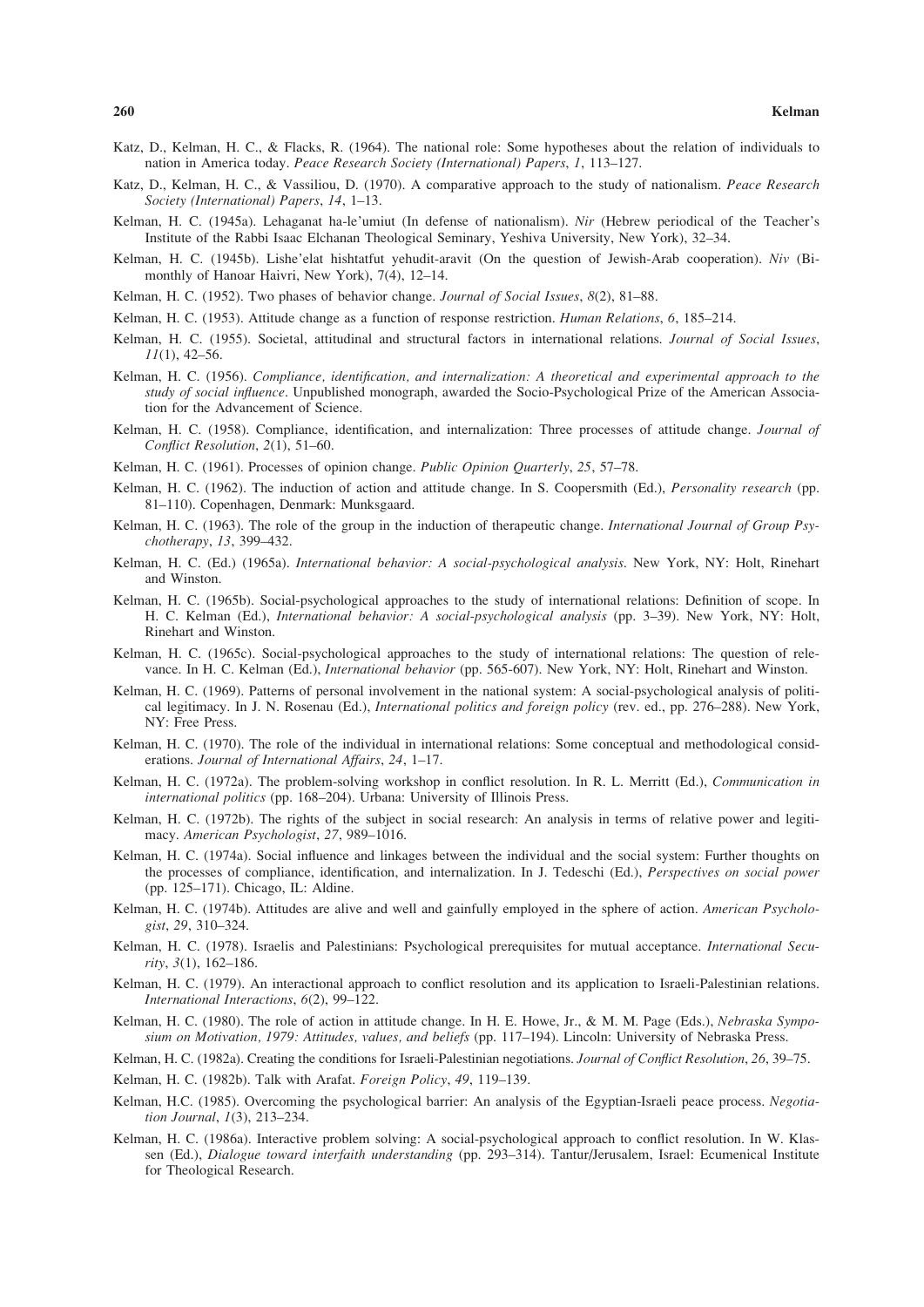Katz, D., Kelman, H. C., & Flacks, R. (1964). The national role: Some hypotheses about the relation of individuals to nation in America today. *Peace Research Society (International) Papers*, *1*, 113–127.

Katz, D., Kelman, H. C., & Vassiliou, D. (1970). A comparative approach to the study of nationalism. *Peace Research Society (International) Papers*, *14*, 1–13.

Kelman, H. C. (1945a). Lehaganat ha-le'umiut (In defense of nationalism). *Nir* (Hebrew periodical of the Teacher's Institute of the Rabbi Isaac Elchanan Theological Seminary, Yeshiva University, New York), 32–34.

Kelman, H. C. (1945b). Lishe'elat hishtatfut yehudit-aravit (On the question of Jewish-Arab cooperation). *Niv* (Bi-monthly of Hanoar Haivri, New York), 7(4), 12–14.

Kelman, H. C. (1952). Two phases of behavior change. *Journal of Social Issues*, *8*(2), 81–88.

Kelman, H. C. (1953). Attitude change as a function of response restriction. *Human Relations*, *6*, 185–214.

Kelman, H. C. (1955). Societal, attitudinal and structural factors in international relations. *Journal of Social Issues*, *11*(1), 42–56.

Kelman, H. C. (1956). *Compliance, identification, and internalization: A theoretical and experimental approach to the study of social influence*. Unpublished monograph, awarded the Socio-Psychological Prize of the American Association for the Advancement of Science.

Kelman, H. C. (1958). Compliance, identification, and internalization: Three processes of attitude change. *Journal of Conflict Resolution*, *2*(1), 51–60.

Kelman, H. C. (1961). Processes of opinion change. *Public Opinion Quarterly*, *25*, 57–78.

Kelman, H. C. (1962). The induction of action and attitude change. In S. Coopersmith (Ed.), *Personality research* (pp. 81–110). Copenhagen, Denmark: Munksgaard.

Kelman, H. C. (1963). The role of the group in the induction of therapeutic change. *International Journal of Group Psychotherapy*, *13*, 399–432.

Kelman, H. C. (Ed.) (1965a). *International behavior: A social-psychological analysis*. New York, NY: Holt, Rinehart and Winston.

Kelman, H. C. (1965b). Social-psychological approaches to the study of international relations: Definition of scope. In H. C. Kelman (Ed.), *International behavior: A social-psychological analysis* (pp. 3–39). New York, NY: Holt, Rinehart and Winston.

Kelman, H. C. (1965c). Social-psychological approaches to the study of international relations: The question of relevance. In H. C. Kelman (Ed.), *International behavior* (pp. 565-607). New York, NY: Holt, Rinehart and Winston.

Kelman, H. C. (1969). Patterns of personal involvement in the national system: A social-psychological analysis of political legitimacy. In J. N. Rosenau (Ed.), *International politics and foreign policy* (rev. ed., pp. 276–288). New York, NY: Free Press.

Kelman, H. C. (1970). The role of the individual in international relations: Some conceptual and methodological considerations. *Journal of International Affairs*, *24*, 1–17.

Kelman, H. C. (1972a). The problem-solving workshop in conflict resolution. In R. L. Merritt (Ed.), *Communication in international politics* (pp. 168–204). Urbana: University of Illinois Press.

Kelman, H. C. (1972b). The rights of the subject in social research: An analysis in terms of relative power and legitimacy. *American Psychologist*, *27*, 989–1016.

Kelman, H. C. (1974a). Social influence and linkages between the individual and the social system: Further thoughts on the processes of compliance, identification, and internalization. In J. Tedeschi (Ed.), *Perspectives on social power* (pp. 125–171). Chicago, IL: Aldine.

Kelman, H. C. (1974b). Attitudes are alive and well and gainfully employed in the sphere of action. *American Psychologist*, *29*, 310–324.

Kelman, H. C. (1978). Israelis and Palestinians: Psychological prerequisites for mutual acceptance. *International Security*, *3*(1), 162–186.

Kelman, H. C. (1979). An interactional approach to conflict resolution and its application to Israeli-Palestinian relations. *International Interactions*, *6*(2), 99–122.

Kelman, H. C. (1980). The role of action in attitude change. In H. E. Howe, Jr., & M. M. Page (Eds.), *Nebraska Symposium on Motivation, 1979: Attitudes, values, and beliefs* (pp. 117–194). Lincoln: University of Nebraska Press.

Kelman, H. C. (1982a). Creating the conditions for Israeli-Palestinian negotiations. *Journal of Conflict Resolution*, *26*, 39–75.

Kelman, H. C. (1982b). Talk with Arafat. *Foreign Policy*, *49*, 119–139.

Kelman, H.C. (1985). Overcoming the psychological barrier: An analysis of the Egyptian-Israeli peace process. *Negotiation Journal*, *1*(3), 213–234.

Kelman, H. C. (1986a). Interactive problem solving: A social-psychological approach to conflict resolution. In W. Klassen (Ed.), *Dialogue toward interfaith understanding* (pp. 293–314). Tantur/Jerusalem, Israel: Ecumenical Institute for Theological Research.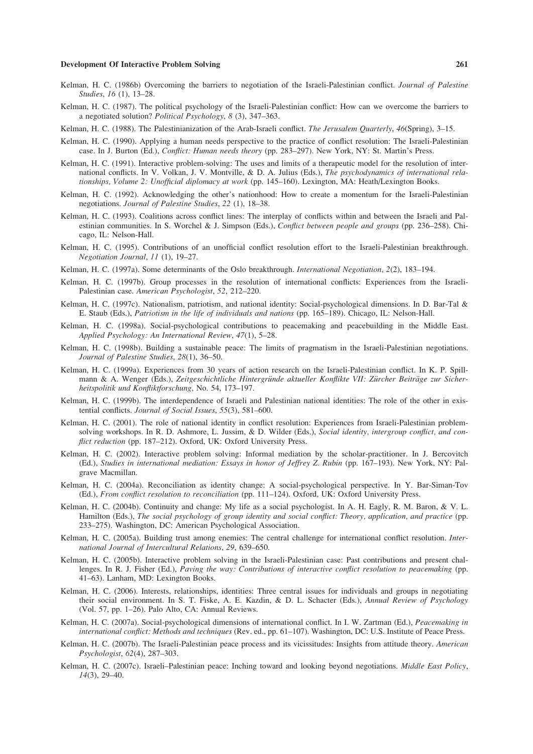Kelman, H. C. (1986b) Overcoming the barriers to negotiation of the Israeli-Palestinian conflict. *Journal of Palestine Studies*, *16* (1), 13–28.

Kelman, H. C. (1987). The political psychology of the Israeli-Palestinian conflict: How can we overcome the barriers to a negotiated solution? *Political Psychology*, *8* (3), 347–363.

Kelman, H. C. (1988). The Palestinianization of the Arab-Israeli conflict. *The Jerusalem Quarterly*, *46*(Spring), 3–15.

Kelman, H. C. (1990). Applying a human needs perspective to the practice of conflict resolution: The Israeli-Palestinian case. In J. Burton (Ed.), *Conflict: Human needs theory* (pp. 283–297). New York, NY: St. Martin's Press.

Kelman, H. C. (1991). Interactive problem-solving: The uses and limits of a therapeutic model for the resolution of international conflicts. In V. Volkan, J. V. Montville, & D. A. Julius (Eds.), *The psychodynamics of international relationships, Volume 2: Unofficial diplomacy at work* (pp. 145–160). Lexington, MA: Heath/Lexington Books.

Kelman, H. C. (1992). Acknowledging the other's nationhood: How to create a momentum for the Israeli-Palestinian negotiations. *Journal of Palestine Studies*, *22* (1), 18–38.

Kelman, H. C. (1993). Coalitions across conflict lines: The interplay of conflicts within and between the Israeli and Palestinian communities. In S. Worchel & J. Simpson (Eds.), *Conflict between people and groups* (pp. 236–258). Chicago, IL: Nelson-Hall.

Kelman, H. C. (1995). Contributions of an unofficial conflict resolution effort to the Israeli-Palestinian breakthrough. *Negotiation Journal*, *11* (1), 19–27.

Kelman, H. C. (1997a). Some determinants of the Oslo breakthrough. *International Negotiation*, *2*(2), 183–194.

Kelman, H. C. (1997b). Group processes in the resolution of international conflicts: Experiences from the Israeli-Palestinian case. *American Psychologist*, *52*, 212–220.

Kelman, H. C. (1997c). Nationalism, patriotism, and national identity: Social-psychological dimensions. In D. Bar-Tal & E. Staub (Eds.), *Patriotism in the life of individuals and nations* (pp. 165–189). Chicago, IL: Nelson-Hall.

Kelman, H. C. (1998a). Social-psychological contributions to peacemaking and peacebuilding in the Middle East. *Applied Psychology: An International Review*, *47*(1), 5–28.

Kelman, H. C. (1998b). Building a sustainable peace: The limits of pragmatism in the Israeli-Palestinian negotiations. *Journal of Palestine Studies*, *28*(1), 36–50.

Kelman, H. C. (1999a). Experiences from 30 years of action research on the Israeli-Palestinian conflict. In K. P. Spillmann & A. Wenger (Eds.), *Zeitgeschichtliche Hintergründe aktueller Konflikte VII: Zürcher Beiträge zur Sicherheitspolitik und Konfliktforschung*, No. 54, 173–197.

Kelman, H. C. (1999b). The interdependence of Israeli and Palestinian national identities: The role of the other in existential conflicts. *Journal of Social Issues*, *55*(3), 581–600.

Kelman, H. C. (2001). The role of national identity in conflict resolution: Experiences from Israeli-Palestinian problem-solving workshops. In R. D. Ashmore, L. Jussim, & D. Wilder (Eds.), *Social identity, intergroup conflict, and conflict reduction* (pp. 187–212). Oxford, UK: Oxford University Press.

Kelman, H. C. (2002). Interactive problem solving: Informal mediation by the scholar-practitioner. In J. Bercovitch (Ed.), *Studies in international mediation: Essays in honor of Jeffrey Z. Rubin* (pp. 167–193). New York, NY: Palgrave Macmillan.

Kelman, H. C. (2004a). Reconciliation as identity change: A social-psychological perspective. In Y. Bar-Siman-Tov (Ed.), *From conflict resolution to reconciliation* (pp. 111–124). Oxford, UK: Oxford University Press.

Kelman, H. C. (2004b). Continuity and change: My life as a social psychologist. In A. H. Eagly, R. M. Baron, & V. L. Hamilton (Eds.), *The social psychology of group identity and social conflict: Theory, application, and practice* (pp. 233–275). Washington, DC: American Psychological Association.

Kelman, H. C. (2005a). Building trust among enemies: The central challenge for international conflict resolution. *International Journal of Intercultural Relations*, *29*, 639–650.

Kelman, H. C. (2005b). Interactive problem solving in the Israeli-Palestinian case: Past contributions and present challenges. In R. J. Fisher (Ed.), *Paving the way: Contributions of interactive conflict resolution to peacemaking* (pp. 41–63). Lanham, MD: Lexington Books.

Kelman, H. C. (2006). Interests, relationships, identities: Three central issues for individuals and groups in negotiating their social environment. In S. T. Fiske, A. E. Kazdin, & D. L. Schacter (Eds.), *Annual Review of Psychology* (Vol. 57, pp. 1–26). Palo Alto, CA: Annual Reviews.

Kelman, H. C. (2007a). Social-psychological dimensions of international conflict. In I. W. Zartman (Ed.), *Peacemaking in international conflict: Methods and techniques* (Rev. ed., pp. 61–107). Washington, DC: U.S. Institute of Peace Press.

Kelman, H. C. (2007b). The Israeli-Palestinian peace process and its vicissitudes: Insights from attitude theory. *American Psychologist*, *62*(4), 287–303.

Kelman, H. C. (2007c). Israeli–Palestinian peace: Inching toward and looking beyond negotiations. *Middle East Policy*, *14*(3), 29–40.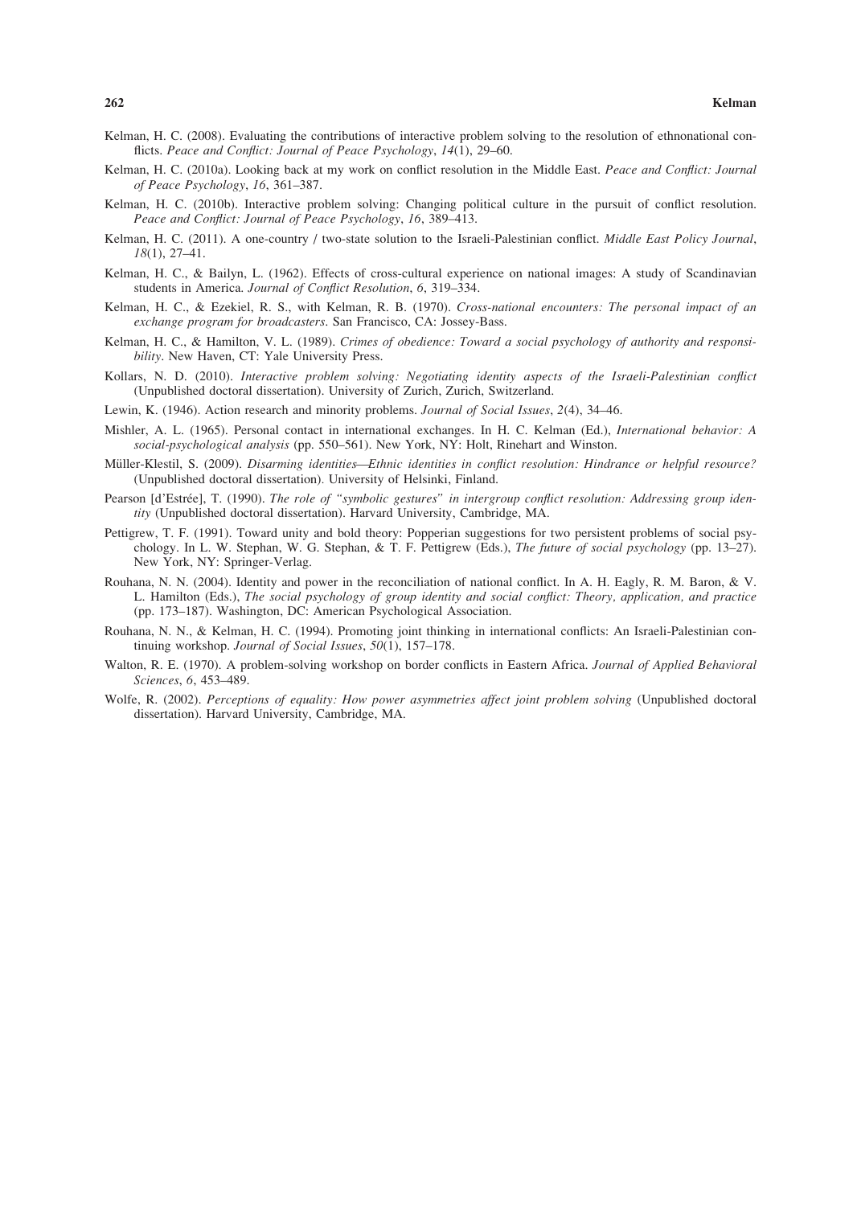Kelman, H. C. (2008). Evaluating the contributions of interactive problem solving to the resolution of ethnonational conflicts. *Peace and Conflict: Journal of Peace Psychology*, *14*(1), 29–60.

Kelman, H. C. (2010a). Looking back at my work on conflict resolution in the Middle East. *Peace and Conflict: Journal of Peace Psychology*, *16*, 361–387.

Kelman, H. C. (2010b). Interactive problem solving: Changing political culture in the pursuit of conflict resolution. *Peace and Conflict: Journal of Peace Psychology*, *16*, 389–413.

Kelman, H. C. (2011). A one-country / two-state solution to the Israeli-Palestinian conflict. *Middle East Policy Journal*, *18*(1), 27–41.

Kelman, H. C., & Bailyn, L. (1962). Effects of cross-cultural experience on national images: A study of Scandinavian students in America. *Journal of Conflict Resolution*, *6*, 319–334.

Kelman, H. C., & Ezekiel, R. S., with Kelman, R. B. (1970). *Cross-national encounters: The personal impact of an exchange program for broadcasters*. San Francisco, CA: Jossey-Bass.

Kelman, H. C., & Hamilton, V. L. (1989). *Crimes of obedience: Toward a social psychology of authority and responsibility*. New Haven, CT: Yale University Press.

Kollars, N. D. (2010). *Interactive problem solving: Negotiating identity aspects of the Israeli-Palestinian conflict* (Unpublished doctoral dissertation). University of Zurich, Zurich, Switzerland.

Lewin, K. (1946). Action research and minority problems. *Journal of Social Issues*, *2*(4), 34–46.

Mishler, A. L. (1965). Personal contact in international exchanges. In H. C. Kelman (Ed.), *International behavior: A social-psychological analysis* (pp. 550–561). New York, NY: Holt, Rinehart and Winston.

Müller-Klestil, S. (2009). *Disarming identities—Ethnic identities in conflict resolution: Hindrance or helpful resource?* (Unpublished doctoral dissertation). University of Helsinki, Finland.

Pearson [d'Estrée], T. (1990). *The role of "symbolic gestures" in intergroup conflict resolution: Addressing group identity* (Unpublished doctoral dissertation). Harvard University, Cambridge, MA.

Pettigrew, T. F. (1991). Toward unity and bold theory: Popperian suggestions for two persistent problems of social psychology. In L. W. Stephan, W. G. Stephan, & T. F. Pettigrew (Eds.), *The future of social psychology* (pp. 13–27). New York, NY: Springer-Verlag.

Rouhana, N. N. (2004). Identity and power in the reconciliation of national conflict. In A. H. Eagly, R. M. Baron, & V. L. Hamilton (Eds.), *The social psychology of group identity and social conflict: Theory, application, and practice* (pp. 173–187). Washington, DC: American Psychological Association.

Rouhana, N. N., & Kelman, H. C. (1994). Promoting joint thinking in international conflicts: An Israeli-Palestinian continuing workshop. *Journal of Social Issues*, *50*(1), 157–178.

Walton, R. E. (1970). A problem-solving workshop on border conflicts in Eastern Africa. *Journal of Applied Behavioral Sciences*, *6*, 453–489.

Wolfe, R. (2002). *Perceptions of equality: How power asymmetries affect joint problem solving* (Unpublished doctoral dissertation). Harvard University, Cambridge, MA.